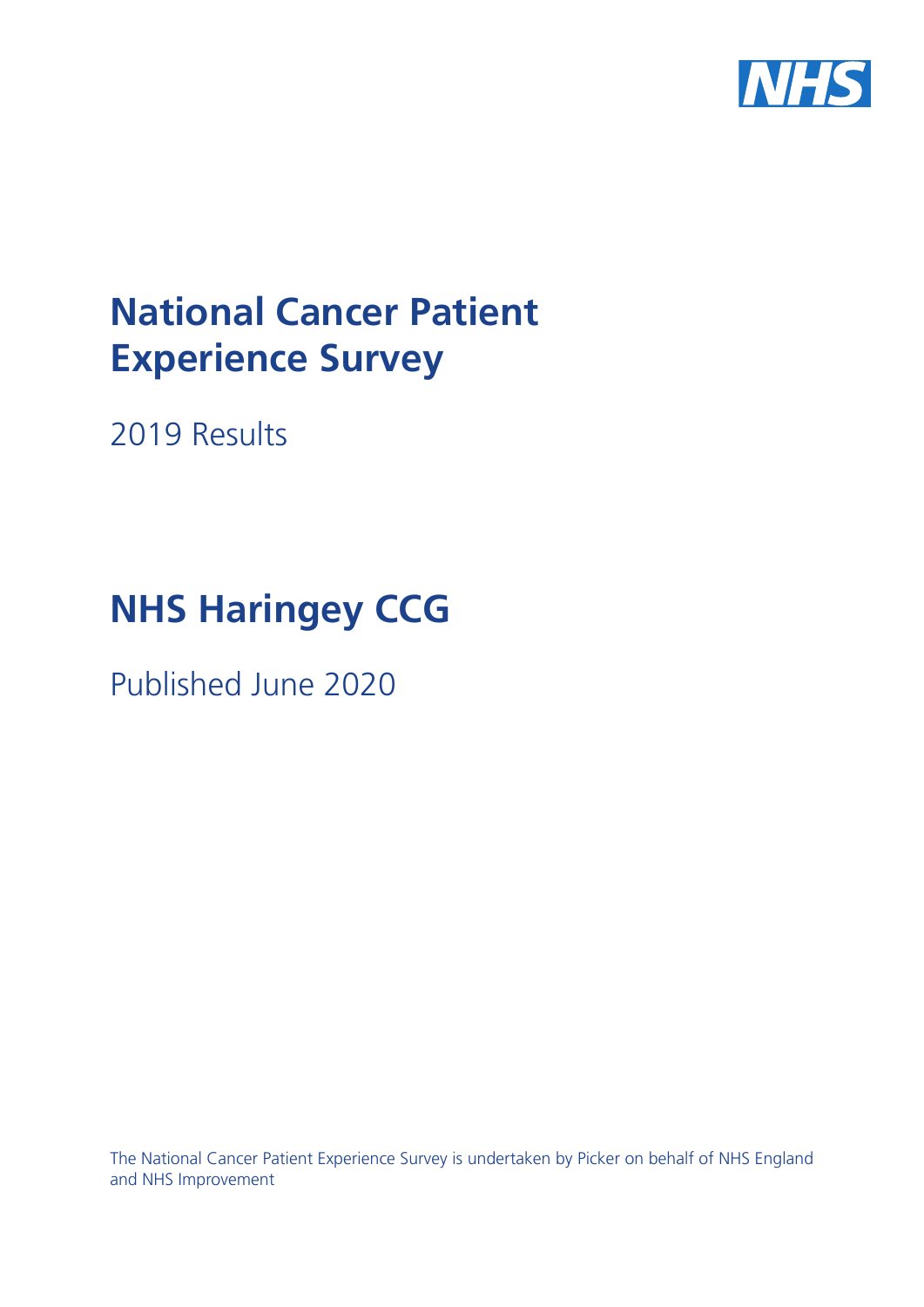# National Cancer Patient Experience Survey

2019 Results

# NHS Haringey CCG

Published June 2020

The National Cancer Patient Experience Survey is undertaken by Picker on behalf of NHS England and NHS Improvement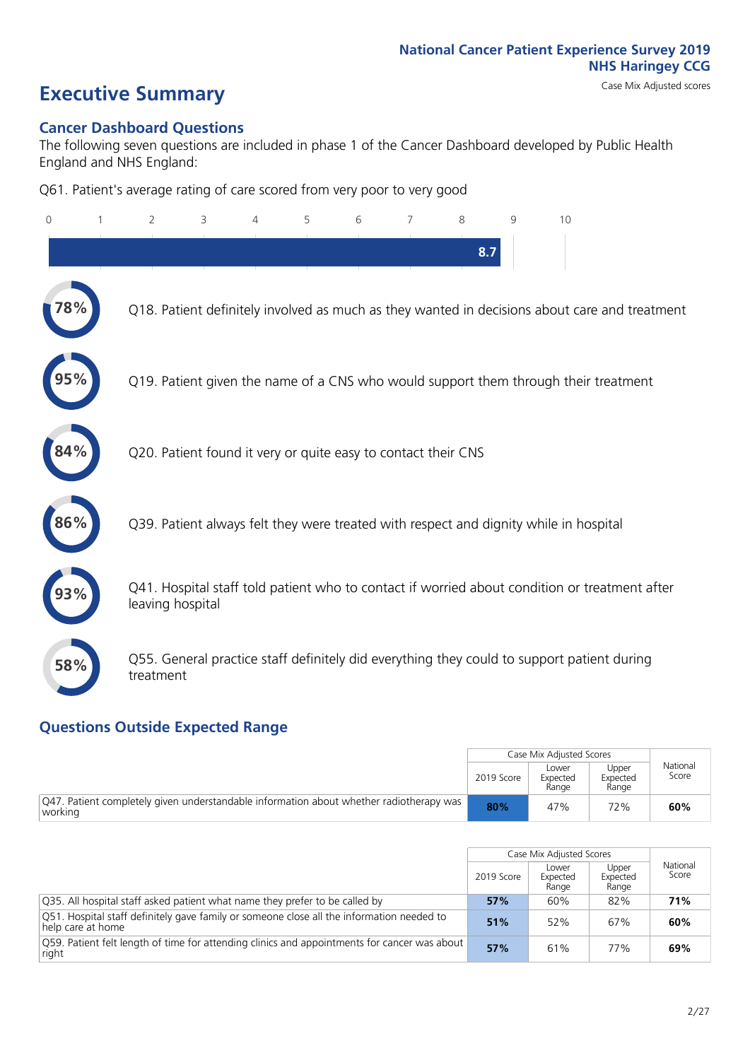National Cancer Patient Experience Survey 2019
NHS Haringey CCG
Case Mix Adjusted scores

# Executive Summary

## Cancer Dashboard Questions

The following seven questions are included in phase 1 of the Cancer Dashboard developed by Public Health England and NHS England:

Q61. Patient's average rating of care scored from very poor to very good

8.7

- 78% Q18. Patient definitely involved as much as they wanted in decisions about care and treatment
- 95% Q19. Patient given the name of a CNS who would support them through their treatment
- 84% Q20. Patient found it very or quite easy to contact their CNS
- 86% Q39. Patient always felt they were treated with respect and dignity while in hospital
- 93% Q41. Hospital staff told patient who to contact if worried about condition or treatment after leaving hospital
- 58% Q55. General practice staff definitely did everything they could to support patient during treatment

## Questions Outside Expected Range

| | Case Mix Adjusted Scores | | | National Score |
|---|---|---|---|---|
| | 2019 Score | Lower Expected Range | Upper Expected Range | |
| Q47. Patient completely given understandable information about whether radiotherapy was working | **80%** | 47% | 72% | **60%** |

| | Case Mix Adjusted Scores | | | National Score |
|---|---|---|---|---|
| | 2019 Score | Lower Expected Range | Upper Expected Range | |
| Q35. All hospital staff asked patient what name they prefer to be called by | **57%** | 60% | 82% | **71%** |
| Q51. Hospital staff definitely gave family or someone close all the information needed to help care at home | **51%** | 52% | 67% | **60%** |
| Q59. Patient felt length of time for attending clinics and appointments for cancer was about right | **57%** | 61% | 77% | **69%** |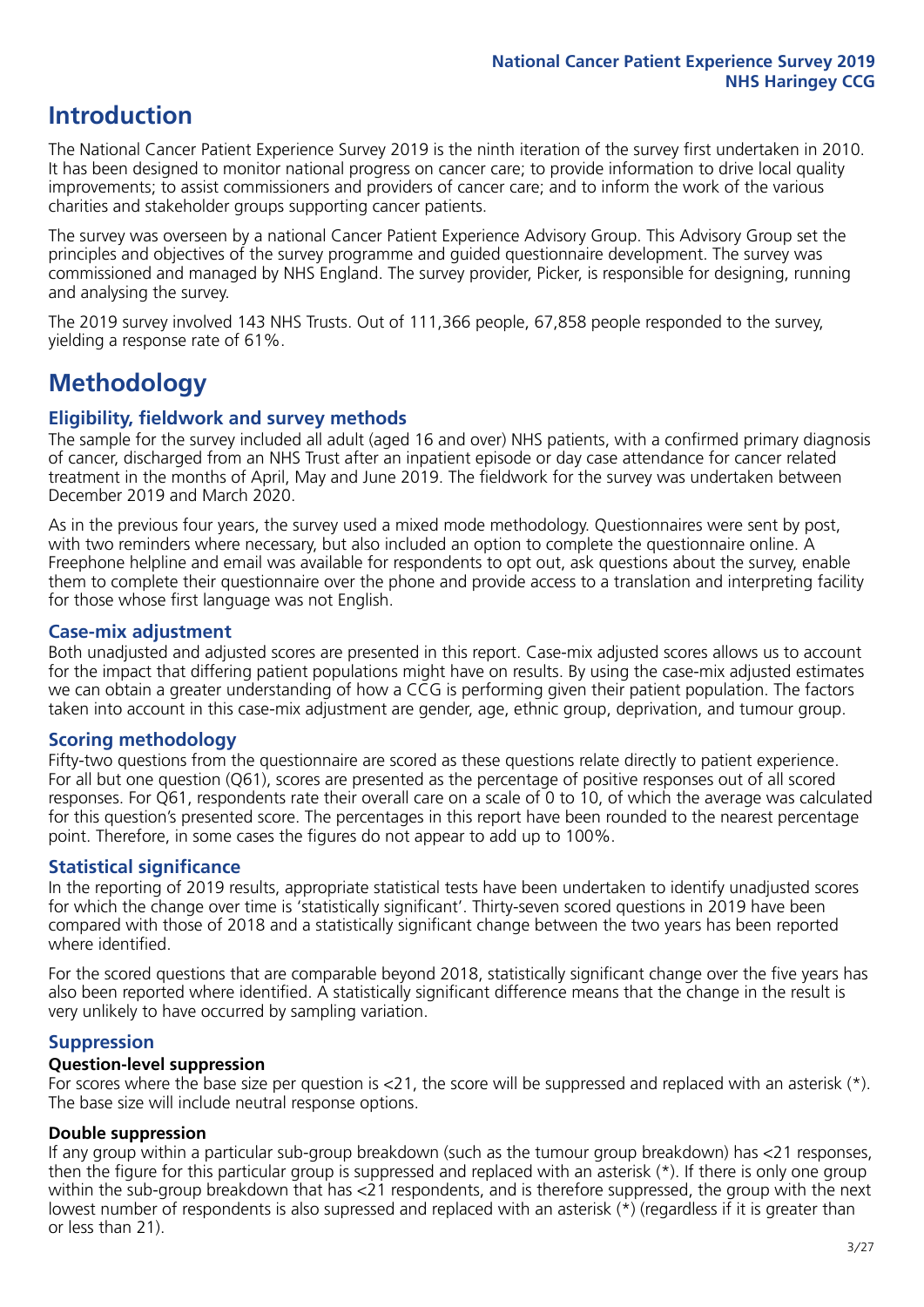# Introduction

The National Cancer Patient Experience Survey 2019 is the ninth iteration of the survey first undertaken in 2010. It has been designed to monitor national progress on cancer care; to provide information to drive local quality improvements; to assist commissioners and providers of cancer care; and to inform the work of the various charities and stakeholder groups supporting cancer patients.

The survey was overseen by a national Cancer Patient Experience Advisory Group. This Advisory Group set the principles and objectives of the survey programme and guided questionnaire development. The survey was commissioned and managed by NHS England. The survey provider, Picker, is responsible for designing, running and analysing the survey.

The 2019 survey involved 143 NHS Trusts. Out of 111,366 people, 67,858 people responded to the survey, yielding a response rate of 61%.

# Methodology

## Eligibility, fieldwork and survey methods

The sample for the survey included all adult (aged 16 and over) NHS patients, with a confirmed primary diagnosis of cancer, discharged from an NHS Trust after an inpatient episode or day case attendance for cancer related treatment in the months of April, May and June 2019. The fieldwork for the survey was undertaken between December 2019 and March 2020.

As in the previous four years, the survey used a mixed mode methodology. Questionnaires were sent by post, with two reminders where necessary, but also included an option to complete the questionnaire online. A Freephone helpline and email was available for respondents to opt out, ask questions about the survey, enable them to complete their questionnaire over the phone and provide access to a translation and interpreting facility for those whose first language was not English.

## Case-mix adjustment

Both unadjusted and adjusted scores are presented in this report. Case-mix adjusted scores allows us to account for the impact that differing patient populations might have on results. By using the case-mix adjusted estimates we can obtain a greater understanding of how a CCG is performing given their patient population. The factors taken into account in this case-mix adjustment are gender, age, ethnic group, deprivation, and tumour group.

## Scoring methodology

Fifty-two questions from the questionnaire are scored as these questions relate directly to patient experience. For all but one question (Q61), scores are presented as the percentage of positive responses out of all scored responses. For Q61, respondents rate their overall care on a scale of 0 to 10, of which the average was calculated for this question's presented score. The percentages in this report have been rounded to the nearest percentage point. Therefore, in some cases the figures do not appear to add up to 100%.

## Statistical significance

In the reporting of 2019 results, appropriate statistical tests have been undertaken to identify unadjusted scores for which the change over time is 'statistically significant'. Thirty-seven scored questions in 2019 have been compared with those of 2018 and a statistically significant change between the two years has been reported where identified.

For the scored questions that are comparable beyond 2018, statistically significant change over the five years has also been reported where identified. A statistically significant difference means that the change in the result is very unlikely to have occurred by sampling variation.

## Suppression

### Question-level suppression

For scores where the base size per question is <21, the score will be suppressed and replaced with an asterisk (*). The base size will include neutral response options.

### Double suppression

If any group within a particular sub-group breakdown (such as the tumour group breakdown) has <21 responses, then the figure for this particular group is suppressed and replaced with an asterisk (*). If there is only one group within the sub-group breakdown that has <21 respondents, and is therefore suppressed, the group with the next lowest number of respondents is also supressed and replaced with an asterisk (*) (regardless if it is greater than or less than 21).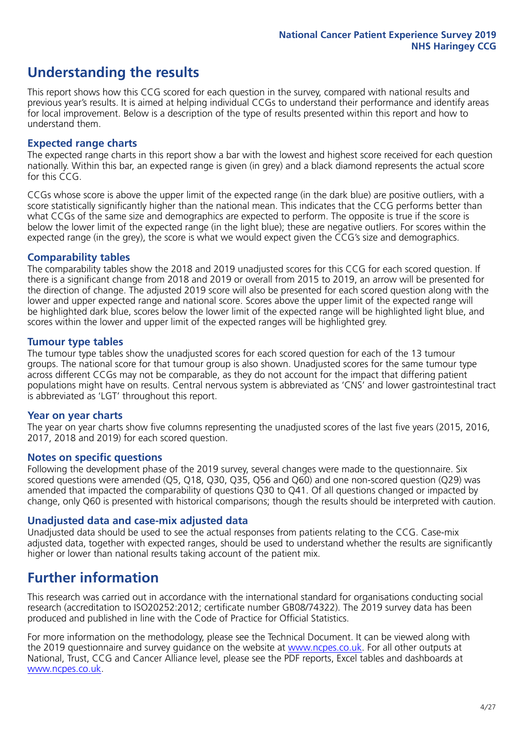# Understanding the results

This report shows how this CCG scored for each question in the survey, compared with national results and previous year's results. It is aimed at helping individual CCGs to understand their performance and identify areas for local improvement. Below is a description of the type of results presented within this report and how to understand them.

## Expected range charts

The expected range charts in this report show a bar with the lowest and highest score received for each question nationally. Within this bar, an expected range is given (in grey) and a black diamond represents the actual score for this CCG.

CCGs whose score is above the upper limit of the expected range (in the dark blue) are positive outliers, with a score statistically significantly higher than the national mean. This indicates that the CCG performs better than what CCGs of the same size and demographics are expected to perform. The opposite is true if the score is below the lower limit of the expected range (in the light blue); these are negative outliers. For scores within the expected range (in the grey), the score is what we would expect given the CCG's size and demographics.

## Comparability tables

The comparability tables show the 2018 and 2019 unadjusted scores for this CCG for each scored question. If there is a significant change from 2018 and 2019 or overall from 2015 to 2019, an arrow will be presented for the direction of change. The adjusted 2019 score will also be presented for each scored question along with the lower and upper expected range and national score. Scores above the upper limit of the expected range will be highlighted dark blue, scores below the lower limit of the expected range will be highlighted light blue, and scores within the lower and upper limit of the expected ranges will be highlighted grey.

## Tumour type tables

The tumour type tables show the unadjusted scores for each scored question for each of the 13 tumour groups. The national score for that tumour group is also shown. Unadjusted scores for the same tumour type across different CCGs may not be comparable, as they do not account for the impact that differing patient populations might have on results. Central nervous system is abbreviated as 'CNS' and lower gastrointestinal tract is abbreviated as 'LGT' throughout this report.

## Year on year charts

The year on year charts show five columns representing the unadjusted scores of the last five years (2015, 2016, 2017, 2018 and 2019) for each scored question.

## Notes on specific questions

Following the development phase of the 2019 survey, several changes were made to the questionnaire. Six scored questions were amended (Q5, Q18, Q30, Q35, Q56 and Q60) and one non-scored question (Q29) was amended that impacted the comparability of questions Q30 to Q41. Of all questions changed or impacted by change, only Q60 is presented with historical comparisons; though the results should be interpreted with caution.

## Unadjusted data and case-mix adjusted data

Unadjusted data should be used to see the actual responses from patients relating to the CCG. Case-mix adjusted data, together with expected ranges, should be used to understand whether the results are significantly higher or lower than national results taking account of the patient mix.

# Further information

This research was carried out in accordance with the international standard for organisations conducting social research (accreditation to ISO20252:2012; certificate number GB08/74322). The 2019 survey data has been produced and published in line with the Code of Practice for Official Statistics.

For more information on the methodology, please see the Technical Document. It can be viewed along with the 2019 questionnaire and survey guidance on the website at www.ncpes.co.uk. For all other outputs at National, Trust, CCG and Cancer Alliance level, please see the PDF reports, Excel tables and dashboards at www.ncpes.co.uk.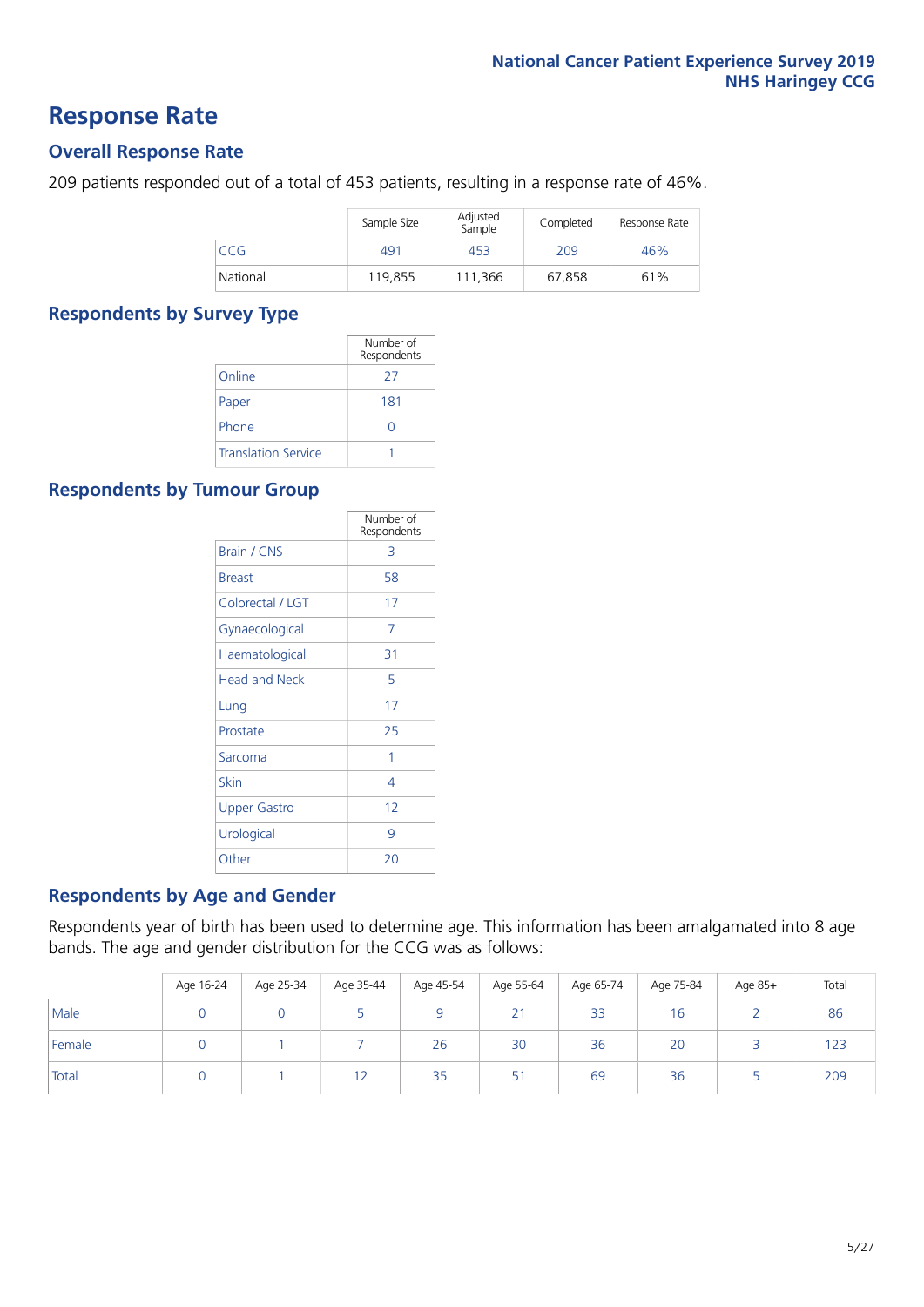# Response Rate

## Overall Response Rate

209 patients responded out of a total of 453 patients, resulting in a response rate of 46%.

| | Sample Size | Adjusted Sample | Completed | Response Rate |
|---|---|---|---|---|
| CCG | 491 | 453 | 209 | 46% |
| National | 119,855 | 111,366 | 67,858 | 61% |

## Respondents by Survey Type

| | Number of Respondents |
|---|---|
| Online | 27 |
| Paper | 181 |
| Phone | 0 |
| Translation Service | 1 |

## Respondents by Tumour Group

| | Number of Respondents |
|---|---|
| Brain / CNS | 3 |
| Breast | 58 |
| Colorectal / LGT | 17 |
| Gynaecological | 7 |
| Haematological | 31 |
| Head and Neck | 5 |
| Lung | 17 |
| Prostate | 25 |
| Sarcoma | 1 |
| Skin | 4 |
| Upper Gastro | 12 |
| Urological | 9 |
| Other | 20 |

## Respondents by Age and Gender

Respondents year of birth has been used to determine age. This information has been amalgamated into 8 age bands. The age and gender distribution for the CCG was as follows:

| | Age 16-24 | Age 25-34 | Age 35-44 | Age 45-54 | Age 55-64 | Age 65-74 | Age 75-84 | Age 85+ | Total |
|---|---|---|---|---|---|---|---|---|---|
| Male | 0 | 0 | 5 | 9 | 21 | 33 | 16 | 2 | 86 |
| Female | 0 | 1 | 7 | 26 | 30 | 36 | 20 | 3 | 123 |
| Total | 0 | 1 | 12 | 35 | 51 | 69 | 36 | 5 | 209 |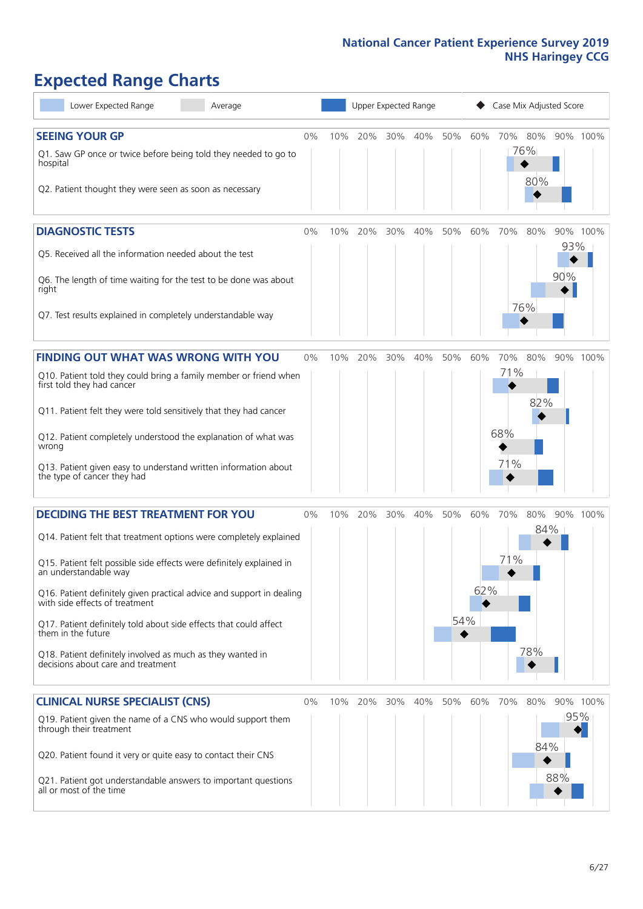# Expected Range Charts

Lower Expected Range | Average | Upper Expected Range | Case Mix Adjusted Score

## SEEING YOUR GP

| Question | Case Mix Adjusted Score |
|---|---|
| Q1. Saw GP once or twice before being told they needed to go to hospital | 76% |
| Q2. Patient thought they were seen as soon as necessary | 80% |

## DIAGNOSTIC TESTS

| Question | Case Mix Adjusted Score |
|---|---|
| Q5. Received all the information needed about the test | 93% |
| Q6. The length of time waiting for the test to be done was about right | 90% |
| Q7. Test results explained in completely understandable way | 76% |

## FINDING OUT WHAT WAS WRONG WITH YOU

| Question | Case Mix Adjusted Score |
|---|---|
| Q10. Patient told they could bring a family member or friend when first told they had cancer | 71% |
| Q11. Patient felt they were told sensitively that they had cancer | 82% |
| Q12. Patient completely understood the explanation of what was wrong | 68% |
| Q13. Patient given easy to understand written information about the type of cancer they had | 71% |

## DECIDING THE BEST TREATMENT FOR YOU

| Question | Case Mix Adjusted Score |
|---|---|
| Q14. Patient felt that treatment options were completely explained | 84% |
| Q15. Patient felt possible side effects were definitely explained in an understandable way | 71% |
| Q16. Patient definitely given practical advice and support in dealing with side effects of treatment | 62% |
| Q17. Patient definitely told about side effects that could affect them in the future | 54% |
| Q18. Patient definitely involved as much as they wanted in decisions about care and treatment | 78% |

## CLINICAL NURSE SPECIALIST (CNS)

| Question | Case Mix Adjusted Score |
|---|---|
| Q19. Patient given the name of a CNS who would support them through their treatment | 95% |
| Q20. Patient found it very or quite easy to contact their CNS | 84% |
| Q21. Patient got understandable answers to important questions all or most of the time | 88% |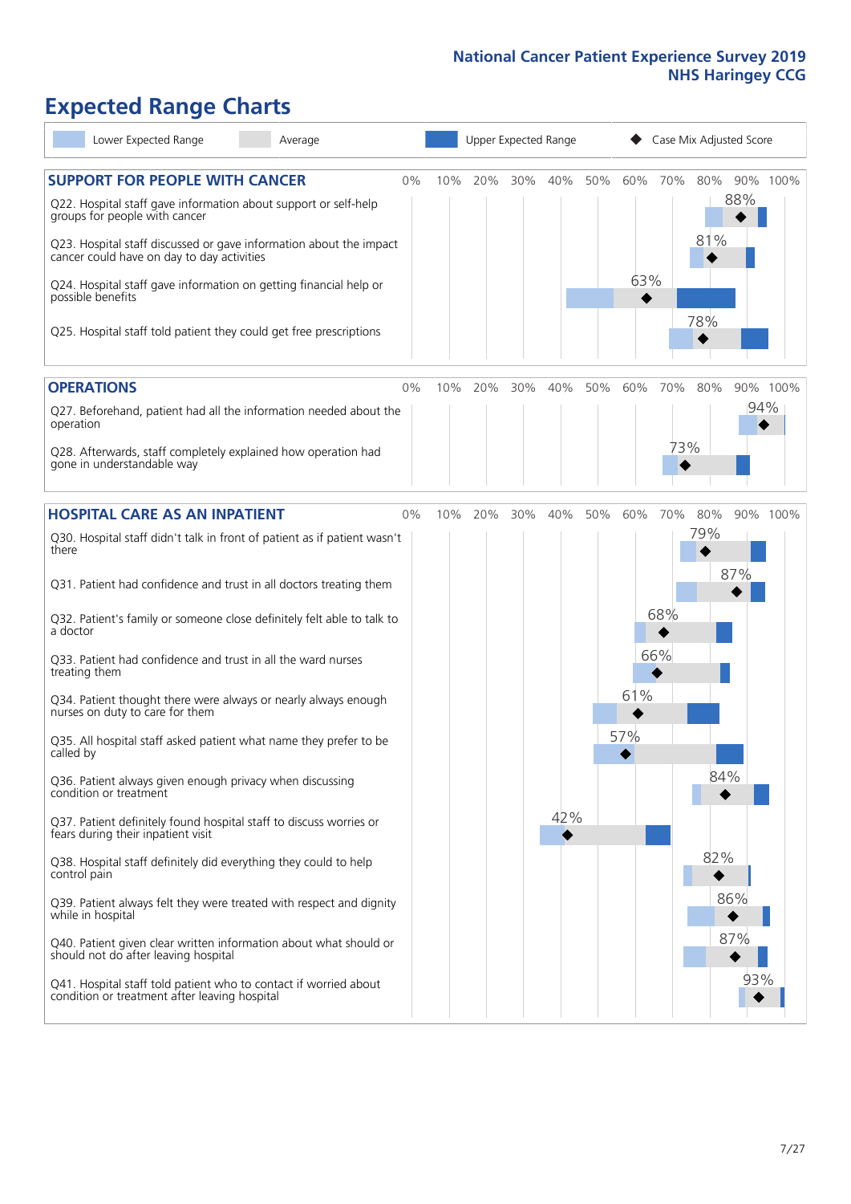# Expected Range Charts

Lower Expected Range | Average | Upper Expected Range | ◆ Case Mix Adjusted Score

## SUPPORT FOR PEOPLE WITH CANCER

| Question | Case Mix Adjusted Score |
| --- | --- |
| Q22. Hospital staff gave information about support or self-help groups for people with cancer | 88% |
| Q23. Hospital staff discussed or gave information about the impact cancer could have on day to day activities | 81% |
| Q24. Hospital staff gave information on getting financial help or possible benefits | 63% |
| Q25. Hospital staff told patient they could get free prescriptions | 78% |

## OPERATIONS

| Question | Case Mix Adjusted Score |
| --- | --- |
| Q27. Beforehand, patient had all the information needed about the operation | 94% |
| Q28. Afterwards, staff completely explained how operation had gone in understandable way | 73% |

## HOSPITAL CARE AS AN INPATIENT

| Question | Case Mix Adjusted Score |
| --- | --- |
| Q30. Hospital staff didn't talk in front of patient as if patient wasn't there | 79% |
| Q31. Patient had confidence and trust in all doctors treating them | 87% |
| Q32. Patient's family or someone close definitely felt able to talk to a doctor | 68% |
| Q33. Patient had confidence and trust in all the ward nurses treating them | 66% |
| Q34. Patient thought there were always or nearly always enough nurses on duty to care for them | 61% |
| Q35. All hospital staff asked patient what name they prefer to be called by | 57% |
| Q36. Patient always given enough privacy when discussing condition or treatment | 84% |
| Q37. Patient definitely found hospital staff to discuss worries or fears during their inpatient visit | 42% |
| Q38. Hospital staff definitely did everything they could to help control pain | 82% |
| Q39. Patient always felt they were treated with respect and dignity while in hospital | 86% |
| Q40. Patient given clear written information about what should or should not do after leaving hospital | 87% |
| Q41. Hospital staff told patient who to contact if worried about condition or treatment after leaving hospital | 93% |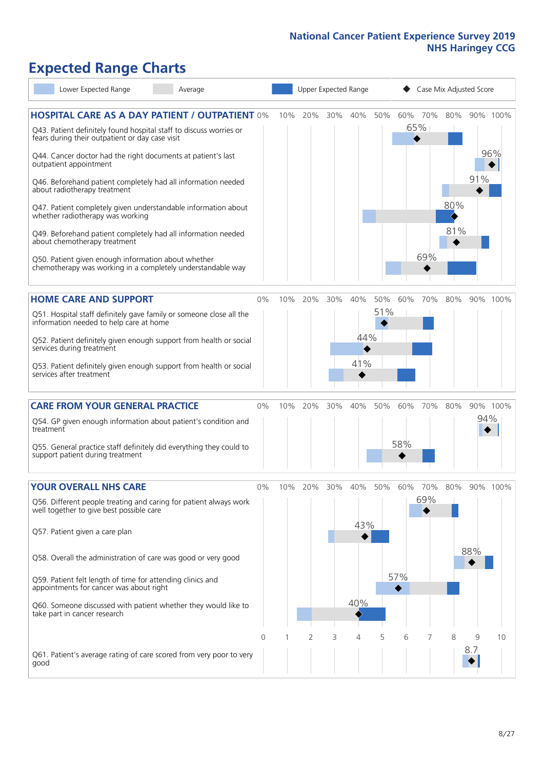# Expected Range Charts

Lower Expected Range | Average | Upper Expected Range | Case Mix Adjusted Score

## HOSPITAL CARE AS A DAY PATIENT / OUTPATIENT

| Question | Case Mix Adjusted Score |
|---|---|
| Q43. Patient definitely found hospital staff to discuss worries or fears during their outpatient or day case visit | 65% |
| Q44. Cancer doctor had the right documents at patient's last outpatient appointment | 96% |
| Q46. Beforehand patient completely had all information needed about radiotherapy treatment | 91% |
| Q47. Patient completely given understandable information about whether radiotherapy treatment was working | 80% |
| Q49. Beforehand patient completely had all information needed about chemotherapy treatment | 81% |
| Q50. Patient given enough information about whether chemotherapy was working in a completely understandable way | 69% |

## HOME CARE AND SUPPORT

| Question | Case Mix Adjusted Score |
|---|---|
| Q51. Hospital staff definitely gave family or someone close all the information needed to help care at home | 51% |
| Q52. Patient definitely given enough support from health or social services during treatment | 44% |
| Q53. Patient definitely given enough support from health or social services after treatment | 41% |

## CARE FROM YOUR GENERAL PRACTICE

| Question | Case Mix Adjusted Score |
|---|---|
| Q54. GP given enough information about patient's condition and treatment | 94% |
| Q55. General practice staff definitely did everything they could to support patient during treatment | 58% |

## YOUR OVERALL NHS CARE

| Question | Case Mix Adjusted Score |
|---|---|
| Q56. Different people treating and caring for patient always work well together to give best possible care | 69% |
| Q57. Patient given a care plan | 43% |
| Q58. Overall the administration of care was good or very good | 88% |
| Q59. Patient felt length of time for attending clinics and appointments for cancer was about right | 57% |
| Q60. Someone discussed with patient whether they would like to take part in cancer research | 40% |
| Q61. Patient's average rating of care scored from very poor to very good | 8.7 |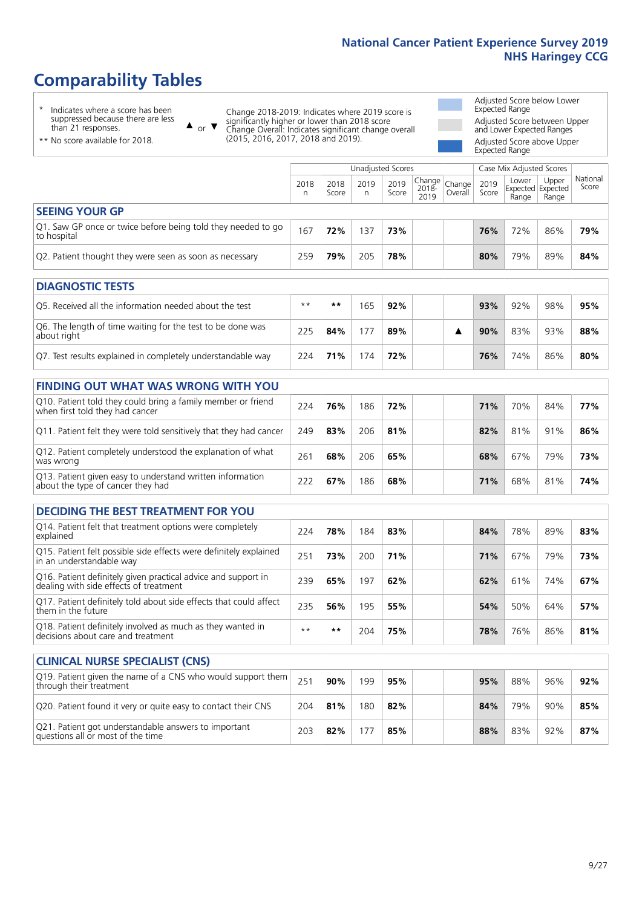# Comparability Tables

\* Indicates where a score has been suppressed because there are less than 21 responses.

\*\* No score available for 2018.

▲ or ▼ Change 2018-2019: Indicates where 2019 score is significantly higher or lower than 2018 score. Change Overall: Indicates significant change overall (2015, 2016, 2017, 2018 and 2019).

Adjusted Score below Lower Expected Range

Adjusted Score between Upper and Lower Expected Ranges

Adjusted Score above Upper Expected Range

| | Unadjusted Scores | | | | | | Case Mix Adjusted Scores | | | |
|---|---|---|---|---|---|---|---|---|---|---|
| | 2018 n | 2018 Score | 2019 n | 2019 Score | Change 2018-2019 | Change Overall | 2019 Score | Lower Expected Range | Upper Expected Range | National Score |
| **SEEING YOUR GP** | | | | | | | | | | |
| Q1. Saw GP once or twice before being told they needed to go to hospital | 167 | 72% | 137 | 73% | | | 76% | 72% | 86% | 79% |
| Q2. Patient thought they were seen as soon as necessary | 259 | 79% | 205 | 78% | | | 80% | 79% | 89% | 84% |
| **DIAGNOSTIC TESTS** | | | | | | | | | | |
| Q5. Received all the information needed about the test | ** | ** | 165 | 92% | | | 93% | 92% | 98% | 95% |
| Q6. The length of time waiting for the test to be done was about right | 225 | 84% | 177 | 89% | | ▲ | 90% | 83% | 93% | 88% |
| Q7. Test results explained in completely understandable way | 224 | 71% | 174 | 72% | | | 76% | 74% | 86% | 80% |
| **FINDING OUT WHAT WAS WRONG WITH YOU** | | | | | | | | | | |
| Q10. Patient told they could bring a family member or friend when first told they had cancer | 224 | 76% | 186 | 72% | | | 71% | 70% | 84% | 77% |
| Q11. Patient felt they were told sensitively that they had cancer | 249 | 83% | 206 | 81% | | | 82% | 81% | 91% | 86% |
| Q12. Patient completely understood the explanation of what was wrong | 261 | 68% | 206 | 65% | | | 68% | 67% | 79% | 73% |
| Q13. Patient given easy to understand written information about the type of cancer they had | 222 | 67% | 186 | 68% | | | 71% | 68% | 81% | 74% |
| **DECIDING THE BEST TREATMENT FOR YOU** | | | | | | | | | | |
| Q14. Patient felt that treatment options were completely explained | 224 | 78% | 184 | 83% | | | 84% | 78% | 89% | 83% |
| Q15. Patient felt possible side effects were definitely explained in an understandable way | 251 | 73% | 200 | 71% | | | 71% | 67% | 79% | 73% |
| Q16. Patient definitely given practical advice and support in dealing with side effects of treatment | 239 | 65% | 197 | 62% | | | 62% | 61% | 74% | 67% |
| Q17. Patient definitely told about side effects that could affect them in the future | 235 | 56% | 195 | 55% | | | 54% | 50% | 64% | 57% |
| Q18. Patient definitely involved as much as they wanted in decisions about care and treatment | ** | ** | 204 | 75% | | | 78% | 76% | 86% | 81% |
| **CLINICAL NURSE SPECIALIST (CNS)** | | | | | | | | | | |
| Q19. Patient given the name of a CNS who would support them through their treatment | 251 | 90% | 199 | 95% | | | 95% | 88% | 96% | 92% |
| Q20. Patient found it very or quite easy to contact their CNS | 204 | 81% | 180 | 82% | | | 84% | 79% | 90% | 85% |
| Q21. Patient got understandable answers to important questions all or most of the time | 203 | 82% | 177 | 85% | | | 88% | 83% | 92% | 87% |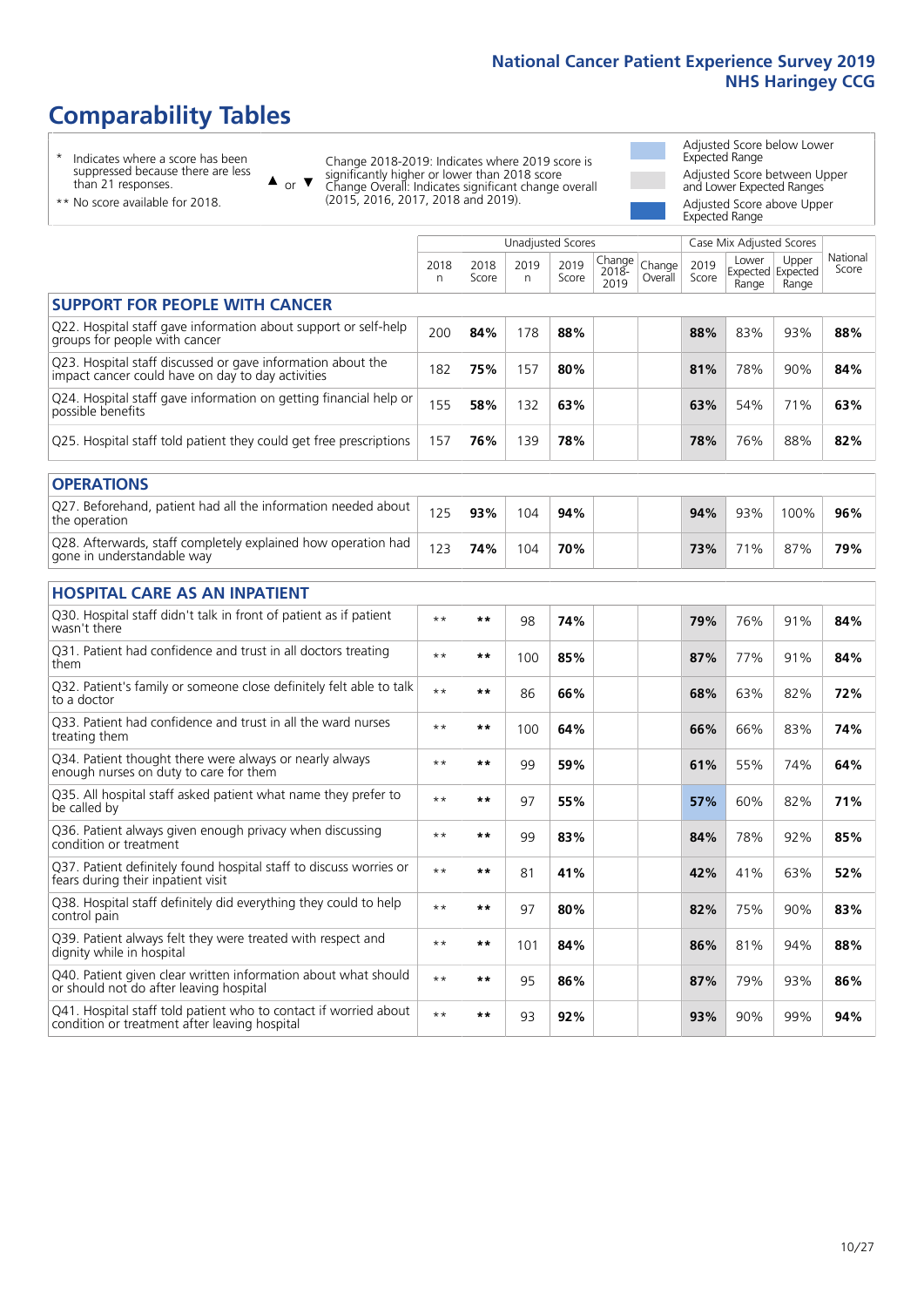# Comparability Tables

\* Indicates where a score has been suppressed because there are less than 21 responses.

** No score available for 2018.

▲ or ▼ Change 2018-2019: Indicates where 2019 score is significantly higher or lower than 2018 score. Change Overall: Indicates significant change overall (2015, 2016, 2017, 2018 and 2019).

Adjusted Score below Lower Expected Range

Adjusted Score between Upper and Lower Expected Ranges

Adjusted Score above Upper Expected Range

| | Unadjusted Scores | | | | | | Case Mix Adjusted Scores | | | |
|---|---|---|---|---|---|---|---|---|---|---|
| | 2018 n | 2018 Score | 2019 n | 2019 Score | Change 2018-2019 | Change Overall | 2019 Score | Lower Expected Range | Upper Expected Range | National Score |
| **SUPPORT FOR PEOPLE WITH CANCER** | | | | | | | | | | |
| Q22. Hospital staff gave information about support or self-help groups for people with cancer | 200 | **84%** | 178 | **88%** | | | **88%** | 83% | 93% | **88%** |
| Q23. Hospital staff discussed or gave information about the impact cancer could have on day to day activities | 182 | **75%** | 157 | **80%** | | | **81%** | 78% | 90% | **84%** |
| Q24. Hospital staff gave information on getting financial help or possible benefits | 155 | **58%** | 132 | **63%** | | | **63%** | 54% | 71% | **63%** |
| Q25. Hospital staff told patient they could get free prescriptions | 157 | **76%** | 139 | **78%** | | | **78%** | 76% | 88% | **82%** |
| **OPERATIONS** | | | | | | | | | | |
| Q27. Beforehand, patient had all the information needed about the operation | 125 | **93%** | 104 | **94%** | | | **94%** | 93% | 100% | **96%** |
| Q28. Afterwards, staff completely explained how operation had gone in understandable way | 123 | **74%** | 104 | **70%** | | | **73%** | 71% | 87% | **79%** |
| **HOSPITAL CARE AS AN INPATIENT** | | | | | | | | | | |
| Q30. Hospital staff didn't talk in front of patient as if patient wasn't there | ** | ** | 98 | **74%** | | | **79%** | 76% | 91% | **84%** |
| Q31. Patient had confidence and trust in all doctors treating them | ** | ** | 100 | **85%** | | | **87%** | 77% | 91% | **84%** |
| Q32. Patient's family or someone close definitely felt able to talk to a doctor | ** | ** | 86 | **66%** | | | **68%** | 63% | 82% | **72%** |
| Q33. Patient had confidence and trust in all the ward nurses treating them | ** | ** | 100 | **64%** | | | **66%** | 66% | 83% | **74%** |
| Q34. Patient thought there were always or nearly always enough nurses on duty to care for them | ** | ** | 99 | **59%** | | | **61%** | 55% | 74% | **64%** |
| Q35. All hospital staff asked patient what name they prefer to be called by | ** | ** | 97 | **55%** | | | **57%** | 60% | 82% | **71%** |
| Q36. Patient always given enough privacy when discussing condition or treatment | ** | ** | 99 | **83%** | | | **84%** | 78% | 92% | **85%** |
| Q37. Patient definitely found hospital staff to discuss worries or fears during their inpatient visit | ** | ** | 81 | **41%** | | | **42%** | 41% | 63% | **52%** |
| Q38. Hospital staff definitely did everything they could to help control pain | ** | ** | 97 | **80%** | | | **82%** | 75% | 90% | **83%** |
| Q39. Patient always felt they were treated with respect and dignity while in hospital | ** | ** | 101 | **84%** | | | **86%** | 81% | 94% | **88%** |
| Q40. Patient given clear written information about what should or should not do after leaving hospital | ** | ** | 95 | **86%** | | | **87%** | 79% | 93% | **86%** |
| Q41. Hospital staff told patient who to contact if worried about condition or treatment after leaving hospital | ** | ** | 93 | **92%** | | | **93%** | 90% | 99% | **94%** |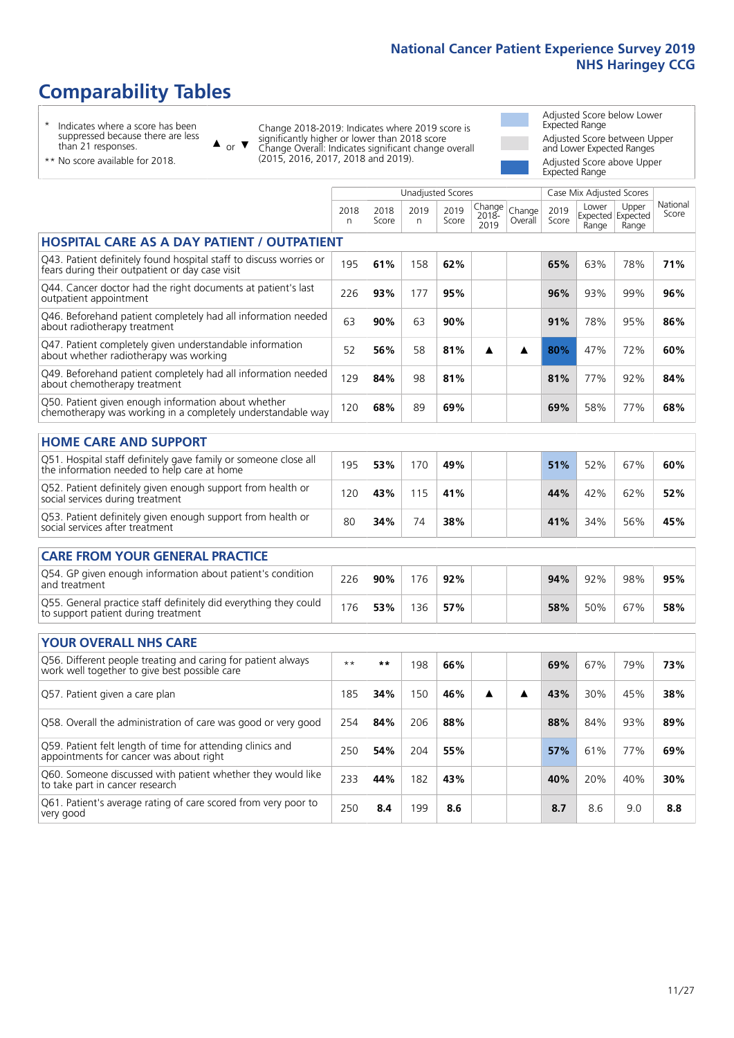# Comparability Tables

\* Indicates where a score has been suppressed because there are less than 21 responses.

\*\* No score available for 2018.

▲ or ▼ Change 2018-2019: Indicates where 2019 score is significantly higher or lower than 2018 score. Change Overall: Indicates significant change overall (2015, 2016, 2017, 2018 and 2019).

- Adjusted Score below Lower Expected Range
- Adjusted Score between Upper and Lower Expected Ranges
- Adjusted Score above Upper Expected Range

| | Unadjusted Scores | | | | | | Case Mix Adjusted Scores | | | |
|---|---|---|---|---|---|---|---|---|---|---|
| | 2018 n | 2018 Score | 2019 n | 2019 Score | Change 2018-2019 | Change Overall | 2019 Score | Lower Expected Range | Upper Expected Range | National Score |
| **HOSPITAL CARE AS A DAY PATIENT / OUTPATIENT** | | | | | | | | | | |
| Q43. Patient definitely found hospital staff to discuss worries or fears during their outpatient or day case visit | 195 | **61%** | 158 | **62%** | | | **65%** | 63% | 78% | **71%** |
| Q44. Cancer doctor had the right documents at patient's last outpatient appointment | 226 | **93%** | 177 | **95%** | | | **96%** | 93% | 99% | **96%** |
| Q46. Beforehand patient completely had all information needed about radiotherapy treatment | 63 | **90%** | 63 | **90%** | | | **91%** | 78% | 95% | **86%** |
| Q47. Patient completely given understandable information about whether radiotherapy was working | 52 | **56%** | 58 | **81%** | ▲ | ▲ | **80%** | 47% | 72% | **60%** |
| Q49. Beforehand patient completely had all information needed about chemotherapy treatment | 129 | **84%** | 98 | **81%** | | | **81%** | 77% | 92% | **84%** |
| Q50. Patient given enough information about whether chemotherapy was working in a completely understandable way | 120 | **68%** | 89 | **69%** | | | **69%** | 58% | 77% | **68%** |
| **HOME CARE AND SUPPORT** | | | | | | | | | | |
| Q51. Hospital staff definitely gave family or someone close all the information needed to help care at home | 195 | **53%** | 170 | **49%** | | | **51%** | 52% | 67% | **60%** |
| Q52. Patient definitely given enough support from health or social services during treatment | 120 | **43%** | 115 | **41%** | | | **44%** | 42% | 62% | **52%** |
| Q53. Patient definitely given enough support from health or social services after treatment | 80 | **34%** | 74 | **38%** | | | **41%** | 34% | 56% | **45%** |
| **CARE FROM YOUR GENERAL PRACTICE** | | | | | | | | | | |
| Q54. GP given enough information about patient's condition and treatment | 226 | **90%** | 176 | **92%** | | | **94%** | 92% | 98% | **95%** |
| Q55. General practice staff definitely did everything they could to support patient during treatment | 176 | **53%** | 136 | **57%** | | | **58%** | 50% | 67% | **58%** |
| **YOUR OVERALL NHS CARE** | | | | | | | | | | |
| Q56. Different people treating and caring for patient always work well together to give best possible care | ** | ** | 198 | **66%** | | | **69%** | 67% | 79% | **73%** |
| Q57. Patient given a care plan | 185 | **34%** | 150 | **46%** | ▲ | ▲ | **43%** | 30% | 45% | **38%** |
| Q58. Overall the administration of care was good or very good | 254 | **84%** | 206 | **88%** | | | **88%** | 84% | 93% | **89%** |
| Q59. Patient felt length of time for attending clinics and appointments for cancer was about right | 250 | **54%** | 204 | **55%** | | | **57%** | 61% | 77% | **69%** |
| Q60. Someone discussed with patient whether they would like to take part in cancer research | 233 | **44%** | 182 | **43%** | | | **40%** | 20% | 40% | **30%** |
| Q61. Patient's average rating of care scored from very poor to very good | 250 | **8.4** | 199 | **8.6** | | | **8.7** | 8.6 | 9.0 | **8.8** |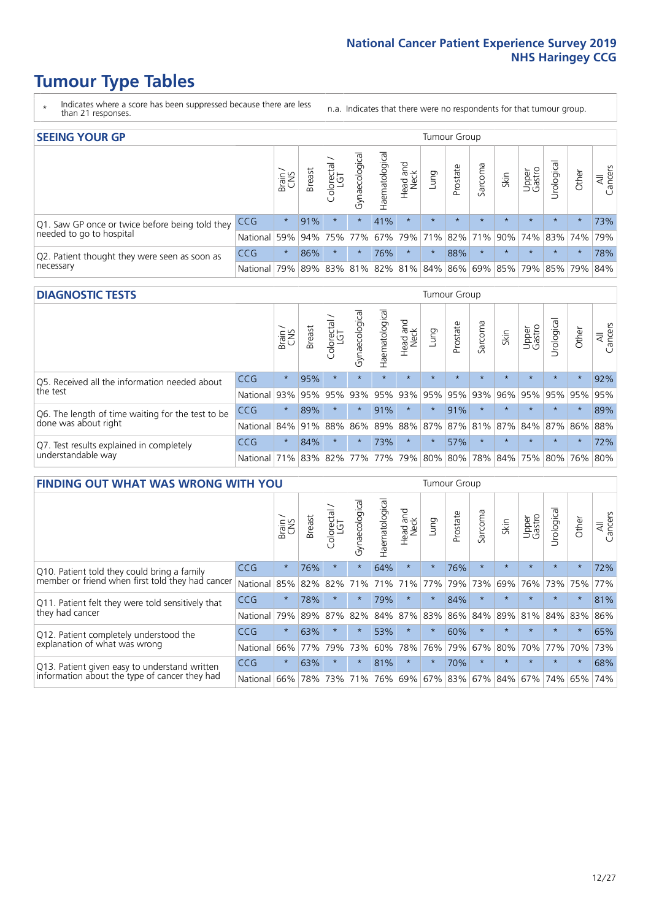# Tumour Type Tables

\* Indicates where a score has been suppressed because there are less than 21 responses.

n.a. Indicates that there were no respondents for that tumour group.

## SEEING YOUR GP

| | | Brain / CNS | Breast | Colorectal / LGT | Gynaecological | Haematological | Head and Neck | Lung | Prostate | Sarcoma | Skin | Upper Gastro | Urological | Other | All Cancers |
|---|---|---|---|---|---|---|---|---|---|---|---|---|---|---|---|
| Q1. Saw GP once or twice before being told they needed to go to hospital | CCG | * | 91% | * | * | 41% | * | * | * | * | * | * | * | * | 73% |
| | National | 59% | 94% | 75% | 77% | 67% | 79% | 71% | 82% | 71% | 90% | 74% | 83% | 74% | 79% |
| Q2. Patient thought they were seen as soon as necessary | CCG | * | 86% | * | * | 76% | * | * | 88% | * | * | * | * | * | 78% |
| | National | 79% | 89% | 83% | 81% | 82% | 81% | 84% | 86% | 69% | 85% | 79% | 85% | 79% | 84% |

## DIAGNOSTIC TESTS

| | | Brain / CNS | Breast | Colorectal / LGT | Gynaecological | Haematological | Head and Neck | Lung | Prostate | Sarcoma | Skin | Upper Gastro | Urological | Other | All Cancers |
|---|---|---|---|---|---|---|---|---|---|---|---|---|---|---|---|
| Q5. Received all the information needed about the test | CCG | * | 95% | * | * | * | * | * | * | * | * | * | * | * | 92% |
| | National | 93% | 95% | 95% | 93% | 95% | 93% | 95% | 95% | 93% | 96% | 95% | 95% | 95% | 95% |
| Q6. The length of time waiting for the test to be done was about right | CCG | * | 89% | * | * | 91% | * | * | 91% | * | * | * | * | * | 89% |
| | National | 84% | 91% | 88% | 86% | 89% | 88% | 87% | 87% | 81% | 87% | 84% | 87% | 86% | 88% |
| Q7. Test results explained in completely understandable way | CCG | * | 84% | * | * | 73% | * | * | 57% | * | * | * | * | * | 72% |
| | National | 71% | 83% | 82% | 77% | 77% | 79% | 80% | 80% | 78% | 84% | 75% | 80% | 76% | 80% |

## FINDING OUT WHAT WAS WRONG WITH YOU

| | | Brain / CNS | Breast | Colorectal / LGT | Gynaecological | Haematological | Head and Neck | Lung | Prostate | Sarcoma | Skin | Upper Gastro | Urological | Other | All Cancers |
|---|---|---|---|---|---|---|---|---|---|---|---|---|---|---|---|
| Q10. Patient told they could bring a family member or friend when first told they had cancer | CCG | * | 76% | * | * | 64% | * | * | 76% | * | * | * | * | * | 72% |
| | National | 85% | 82% | 82% | 71% | 71% | 71% | 77% | 79% | 73% | 69% | 76% | 73% | 75% | 77% |
| Q11. Patient felt they were told sensitively that they had cancer | CCG | * | 78% | * | * | 79% | * | * | 84% | * | * | * | * | * | 81% |
| | National | 79% | 89% | 87% | 82% | 84% | 87% | 83% | 86% | 84% | 89% | 81% | 84% | 83% | 86% |
| Q12. Patient completely understood the explanation of what was wrong | CCG | * | 63% | * | * | 53% | * | * | 60% | * | * | * | * | * | 65% |
| | National | 66% | 77% | 79% | 73% | 60% | 78% | 76% | 79% | 67% | 80% | 70% | 77% | 70% | 73% |
| Q13. Patient given easy to understand written information about the type of cancer they had | CCG | * | 63% | * | * | 81% | * | * | 70% | * | * | * | * | * | 68% |
| | National | 66% | 78% | 73% | 71% | 76% | 69% | 67% | 83% | 67% | 84% | 67% | 74% | 65% | 74% |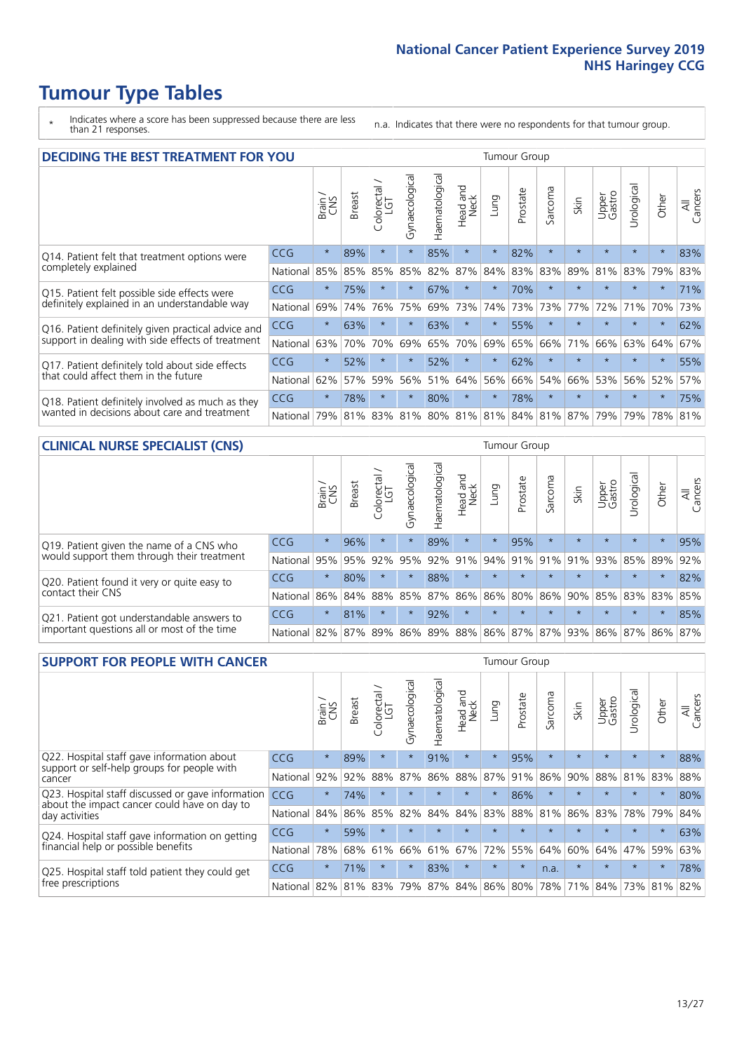# Tumour Type Tables

\* Indicates where a score has been suppressed because there are less than 21 responses.

n.a. Indicates that there were no respondents for that tumour group.

## DECIDING THE BEST TREATMENT FOR YOU

| | | Brain / CNS | Breast | Colorectal / LGT | Gynaecological | Haematological | Head and Neck | Lung | Prostate | Sarcoma | Skin | Upper Gastro | Urological | Other | All Cancers |
|---|---|---|---|---|---|---|---|---|---|---|---|---|---|---|---|
| Q14. Patient felt that treatment options were completely explained | CCG | * | 89% | * | * | 85% | * | * | 82% | * | * | * | * | * | 83% |
| | National | 85% | 85% | 85% | 85% | 82% | 87% | 84% | 83% | 83% | 89% | 81% | 83% | 79% | 83% |
| Q15. Patient felt possible side effects were definitely explained in an understandable way | CCG | * | 75% | * | * | 67% | * | * | 70% | * | * | * | * | * | 71% |
| | National | 69% | 74% | 76% | 75% | 69% | 73% | 74% | 73% | 73% | 77% | 72% | 71% | 70% | 73% |
| Q16. Patient definitely given practical advice and support in dealing with side effects of treatment | CCG | * | 63% | * | * | 63% | * | * | 55% | * | * | * | * | * | 62% |
| | National | 63% | 70% | 70% | 69% | 65% | 70% | 69% | 65% | 66% | 71% | 66% | 63% | 64% | 67% |
| Q17. Patient definitely told about side effects that could affect them in the future | CCG | * | 52% | * | * | 52% | * | * | 62% | * | * | * | * | * | 55% |
| | National | 62% | 57% | 59% | 56% | 51% | 64% | 56% | 66% | 54% | 66% | 53% | 56% | 52% | 57% |
| Q18. Patient definitely involved as much as they wanted in decisions about care and treatment | CCG | * | 78% | * | * | 80% | * | * | 78% | * | * | * | * | * | 75% |
| | National | 79% | 81% | 83% | 81% | 80% | 81% | 81% | 84% | 81% | 87% | 79% | 79% | 78% | 81% |

## CLINICAL NURSE SPECIALIST (CNS)

| | | Brain / CNS | Breast | Colorectal / LGT | Gynaecological | Haematological | Head and Neck | Lung | Prostate | Sarcoma | Skin | Upper Gastro | Urological | Other | All Cancers |
|---|---|---|---|---|---|---|---|---|---|---|---|---|---|---|---|
| Q19. Patient given the name of a CNS who would support them through their treatment | CCG | * | 96% | * | * | 89% | * | * | 95% | * | * | * | * | * | 95% |
| | National | 95% | 95% | 92% | 95% | 92% | 91% | 94% | 91% | 91% | 91% | 93% | 85% | 89% | 92% |
| Q20. Patient found it very or quite easy to contact their CNS | CCG | * | 80% | * | * | 88% | * | * | * | * | * | * | * | * | 82% |
| | National | 86% | 84% | 88% | 85% | 87% | 86% | 86% | 80% | 86% | 90% | 85% | 83% | 83% | 85% |
| Q21. Patient got understandable answers to important questions all or most of the time | CCG | * | 81% | * | * | 92% | * | * | * | * | * | * | * | * | 85% |
| | National | 82% | 87% | 89% | 86% | 89% | 88% | 86% | 87% | 87% | 93% | 86% | 87% | 86% | 87% |

## SUPPORT FOR PEOPLE WITH CANCER

| | | Brain / CNS | Breast | Colorectal / LGT | Gynaecological | Haematological | Head and Neck | Lung | Prostate | Sarcoma | Skin | Upper Gastro | Urological | Other | All Cancers |
|---|---|---|---|---|---|---|---|---|---|---|---|---|---|---|---|
| Q22. Hospital staff gave information about support or self-help groups for people with cancer | CCG | * | 89% | * | * | 91% | * | * | 95% | * | * | * | * | * | 88% |
| | National | 92% | 92% | 88% | 87% | 86% | 88% | 87% | 91% | 86% | 90% | 88% | 81% | 83% | 88% |
| Q23. Hospital staff discussed or gave information about the impact cancer could have on day to day activities | CCG | * | 74% | * | * | * | * | * | 86% | * | * | * | * | * | 80% |
| | National | 84% | 86% | 85% | 82% | 84% | 84% | 83% | 88% | 81% | 86% | 83% | 78% | 79% | 84% |
| Q24. Hospital staff gave information on getting financial help or possible benefits | CCG | * | 59% | * | * | * | * | * | * | * | * | * | * | * | 63% |
| | National | 78% | 68% | 61% | 66% | 61% | 67% | 72% | 55% | 64% | 60% | 64% | 47% | 59% | 63% |
| Q25. Hospital staff told patient they could get free prescriptions | CCG | * | 71% | * | * | 83% | * | * | * | n.a. | * | * | * | * | 78% |
| | National | 82% | 81% | 83% | 79% | 87% | 84% | 86% | 80% | 78% | 71% | 84% | 73% | 81% | 82% |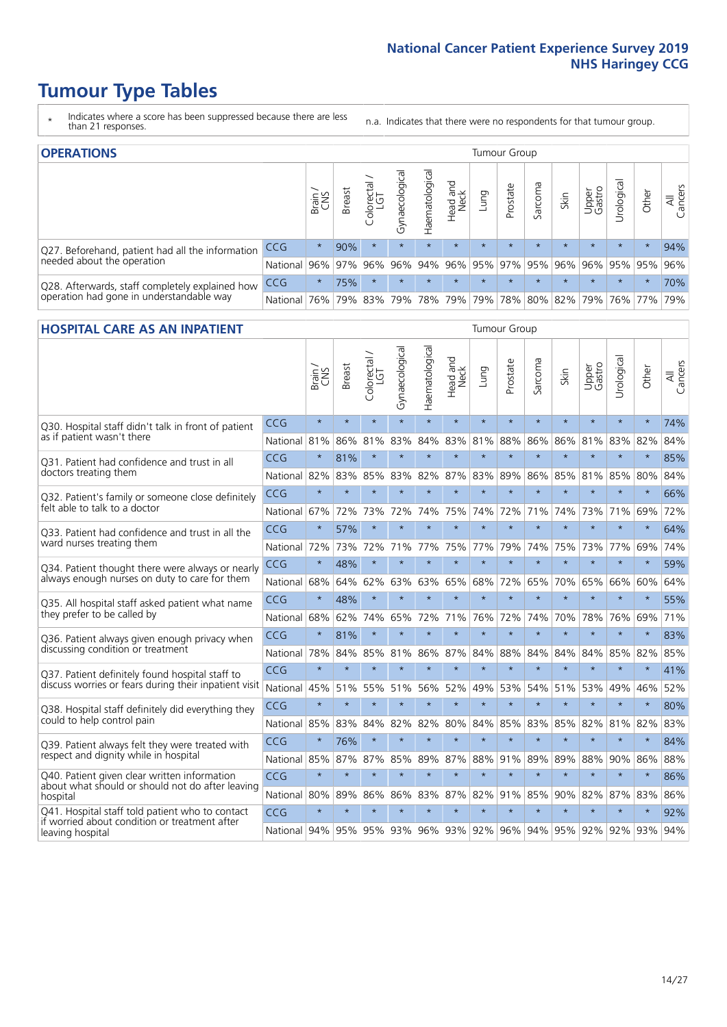# Tumour Type Tables

\* Indicates where a score has been suppressed because there are less than 21 responses.

n.a. Indicates that there were no respondents for that tumour group.

## OPERATIONS

| | | Brain / CNS | Breast | Colorectal / LGT | Gynaecological | Haematological | Head and Neck | Lung | Prostate | Sarcoma | Skin | Upper Gastro | Urological | Other | All Cancers |
|---|---|---|---|---|---|---|---|---|---|---|---|---|---|---|---|
| Q27. Beforehand, patient had all the information needed about the operation | CCG | * | 90% | * | * | * | * | * | * | * | * | * | * | * | 94% |
| | National | 96% | 97% | 96% | 96% | 94% | 96% | 95% | 97% | 95% | 96% | 96% | 95% | 95% | 96% |
| Q28. Afterwards, staff completely explained how operation had gone in understandable way | CCG | * | 75% | * | * | * | * | * | * | * | * | * | * | * | 70% |
| | National | 76% | 79% | 83% | 79% | 78% | 79% | 79% | 78% | 80% | 82% | 79% | 76% | 77% | 79% |

## HOSPITAL CARE AS AN INPATIENT

| | | Brain / CNS | Breast | Colorectal / LGT | Gynaecological | Haematological | Head and Neck | Lung | Prostate | Sarcoma | Skin | Upper Gastro | Urological | Other | All Cancers |
|---|---|---|---|---|---|---|---|---|---|---|---|---|---|---|---|
| Q30. Hospital staff didn't talk in front of patient as if patient wasn't there | CCG | * | * | * | * | * | * | * | * | * | * | * | * | * | 74% |
| | National | 81% | 86% | 81% | 83% | 84% | 83% | 81% | 88% | 86% | 86% | 81% | 83% | 82% | 84% |
| Q31. Patient had confidence and trust in all doctors treating them | CCG | * | 81% | * | * | * | * | * | * | * | * | * | * | * | 85% |
| | National | 82% | 83% | 85% | 83% | 82% | 87% | 83% | 89% | 86% | 85% | 81% | 85% | 80% | 84% |
| Q32. Patient's family or someone close definitely felt able to talk to a doctor | CCG | * | * | * | * | * | * | * | * | * | * | * | * | * | 66% |
| | National | 67% | 72% | 73% | 72% | 74% | 75% | 74% | 72% | 71% | 74% | 73% | 71% | 69% | 72% |
| Q33. Patient had confidence and trust in all the ward nurses treating them | CCG | * | 57% | * | * | * | * | * | * | * | * | * | * | * | 64% |
| | National | 72% | 73% | 72% | 71% | 77% | 75% | 77% | 79% | 74% | 75% | 73% | 77% | 69% | 74% |
| Q34. Patient thought there were always or nearly always enough nurses on duty to care for them | CCG | * | 48% | * | * | * | * | * | * | * | * | * | * | * | 59% |
| | National | 68% | 64% | 62% | 63% | 63% | 65% | 68% | 72% | 65% | 70% | 65% | 66% | 60% | 64% |
| Q35. All hospital staff asked patient what name they prefer to be called by | CCG | * | 48% | * | * | * | * | * | * | * | * | * | * | * | 55% |
| | National | 68% | 62% | 74% | 65% | 72% | 71% | 76% | 72% | 74% | 70% | 78% | 76% | 69% | 71% |
| Q36. Patient always given enough privacy when discussing condition or treatment | CCG | * | 81% | * | * | * | * | * | * | * | * | * | * | * | 83% |
| | National | 78% | 84% | 85% | 81% | 86% | 87% | 84% | 88% | 84% | 84% | 84% | 85% | 82% | 85% |
| Q37. Patient definitely found hospital staff to discuss worries or fears during their inpatient visit | CCG | * | * | * | * | * | * | * | * | * | * | * | * | * | 41% |
| | National | 45% | 51% | 55% | 51% | 56% | 52% | 49% | 53% | 54% | 51% | 53% | 49% | 46% | 52% |
| Q38. Hospital staff definitely did everything they could to help control pain | CCG | * | * | * | * | * | * | * | * | * | * | * | * | * | 80% |
| | National | 85% | 83% | 84% | 82% | 82% | 80% | 84% | 85% | 83% | 85% | 82% | 81% | 82% | 83% |
| Q39. Patient always felt they were treated with respect and dignity while in hospital | CCG | * | 76% | * | * | * | * | * | * | * | * | * | * | * | 84% |
| | National | 85% | 87% | 87% | 85% | 89% | 87% | 88% | 91% | 89% | 89% | 88% | 90% | 86% | 88% |
| Q40. Patient given clear written information about what should or should not do after leaving hospital | CCG | * | * | * | * | * | * | * | * | * | * | * | * | * | 86% |
| | National | 80% | 89% | 86% | 86% | 83% | 87% | 82% | 91% | 85% | 90% | 82% | 87% | 83% | 86% |
| Q41. Hospital staff told patient who to contact if worried about condition or treatment after leaving hospital | CCG | * | * | * | * | * | * | * | * | * | * | * | * | * | 92% |
| | National | 94% | 95% | 95% | 93% | 96% | 93% | 92% | 96% | 94% | 95% | 92% | 92% | 93% | 94% |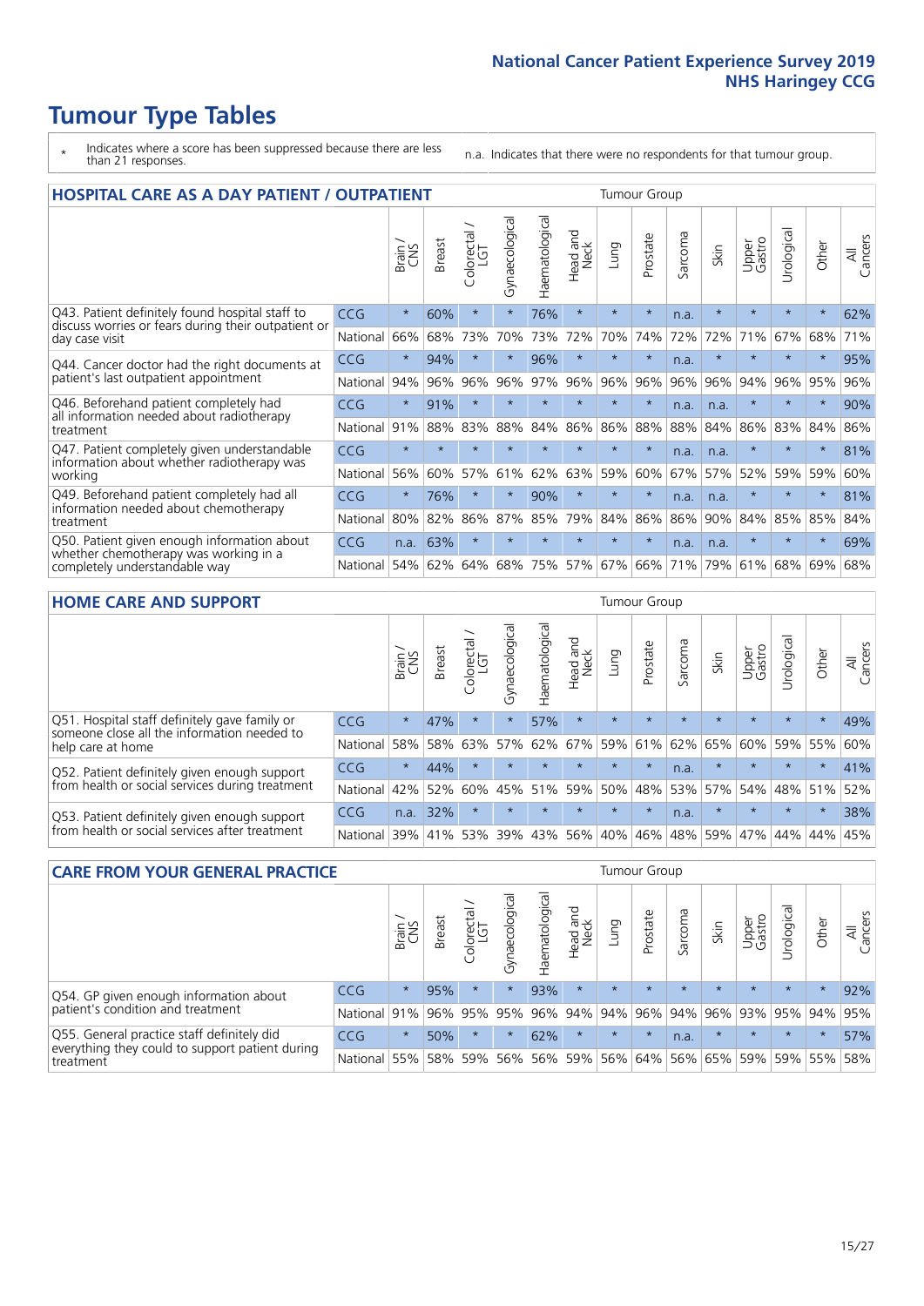# Tumour Type Tables

- \* Indicates where a score has been suppressed because there are less than 21 responses.
- n.a. Indicates that there were no respondents for that tumour group.

## HOSPITAL CARE AS A DAY PATIENT / OUTPATIENT

| | | Brain / CNS | Breast | Colorectal / LGT | Gynaecological | Haematological | Head and Neck | Lung | Prostate | Sarcoma | Skin | Upper Gastro | Urological | Other | All Cancers |
|---|---|---|---|---|---|---|---|---|---|---|---|---|---|---|---|
| Q43. Patient definitely found hospital staff to discuss worries or fears during their outpatient or day case visit | CCG | * | 60% | * | * | 76% | * | * | * | n.a. | * | * | * | * | 62% |
| | National | 66% | 68% | 73% | 70% | 73% | 72% | 70% | 74% | 72% | 72% | 71% | 67% | 68% | 71% |
| Q44. Cancer doctor had the right documents at patient's last outpatient appointment | CCG | * | 94% | * | * | 96% | * | * | * | n.a. | * | * | * | * | 95% |
| | National | 94% | 96% | 96% | 96% | 97% | 96% | 96% | 96% | 96% | 96% | 94% | 96% | 95% | 96% |
| Q46. Beforehand patient completely had all information needed about radiotherapy treatment | CCG | * | 91% | * | * | * | * | * | * | n.a. | n.a. | * | * | * | 90% |
| | National | 91% | 88% | 83% | 88% | 84% | 86% | 86% | 88% | 88% | 84% | 86% | 83% | 84% | 86% |
| Q47. Patient completely given understandable information about whether radiotherapy was working | CCG | * | * | * | * | * | * | * | * | n.a. | n.a. | * | * | * | 81% |
| | National | 56% | 60% | 57% | 61% | 62% | 63% | 59% | 60% | 67% | 57% | 52% | 59% | 59% | 60% |
| Q49. Beforehand patient completely had all information needed about chemotherapy treatment | CCG | * | 76% | * | * | 90% | * | * | * | n.a. | n.a. | * | * | * | 81% |
| | National | 80% | 82% | 86% | 87% | 85% | 79% | 84% | 86% | 86% | 90% | 84% | 85% | 85% | 84% |
| Q50. Patient given enough information about whether chemotherapy was working in a completely understandable way | CCG | n.a. | 63% | * | * | * | * | * | * | n.a. | n.a. | * | * | * | 69% |
| | National | 54% | 62% | 64% | 68% | 75% | 57% | 67% | 66% | 71% | 79% | 61% | 68% | 69% | 68% |

## HOME CARE AND SUPPORT

| | | Brain / CNS | Breast | Colorectal / LGT | Gynaecological | Haematological | Head and Neck | Lung | Prostate | Sarcoma | Skin | Upper Gastro | Urological | Other | All Cancers |
|---|---|---|---|---|---|---|---|---|---|---|---|---|---|---|---|
| Q51. Hospital staff definitely gave family or someone close all the information needed to help care at home | CCG | * | 47% | * | * | 57% | * | * | * | * | * | * | * | * | 49% |
| | National | 58% | 58% | 63% | 57% | 62% | 67% | 59% | 61% | 62% | 65% | 60% | 59% | 55% | 60% |
| Q52. Patient definitely given enough support from health or social services during treatment | CCG | * | 44% | * | * | * | * | * | * | n.a. | * | * | * | * | 41% |
| | National | 42% | 52% | 60% | 45% | 51% | 59% | 50% | 48% | 53% | 57% | 54% | 48% | 51% | 52% |
| Q53. Patient definitely given enough support from health or social services after treatment | CCG | n.a. | 32% | * | * | * | * | * | * | n.a. | * | * | * | * | 38% |
| | National | 39% | 41% | 53% | 39% | 43% | 56% | 40% | 46% | 48% | 59% | 47% | 44% | 44% | 45% |

## CARE FROM YOUR GENERAL PRACTICE

| | | Brain / CNS | Breast | Colorectal / LGT | Gynaecological | Haematological | Head and Neck | Lung | Prostate | Sarcoma | Skin | Upper Gastro | Urological | Other | All Cancers |
|---|---|---|---|---|---|---|---|---|---|---|---|---|---|---|---|
| Q54. GP given enough information about patient's condition and treatment | CCG | * | 95% | * | * | 93% | * | * | * | * | * | * | * | * | 92% |
| | National | 91% | 96% | 95% | 95% | 96% | 94% | 94% | 96% | 94% | 96% | 93% | 95% | 94% | 95% |
| Q55. General practice staff definitely did everything they could to support patient during treatment | CCG | * | 50% | * | * | 62% | * | * | * | n.a. | * | * | * | * | 57% |
| | National | 55% | 58% | 59% | 56% | 56% | 59% | 56% | 64% | 56% | 65% | 59% | 59% | 55% | 58% |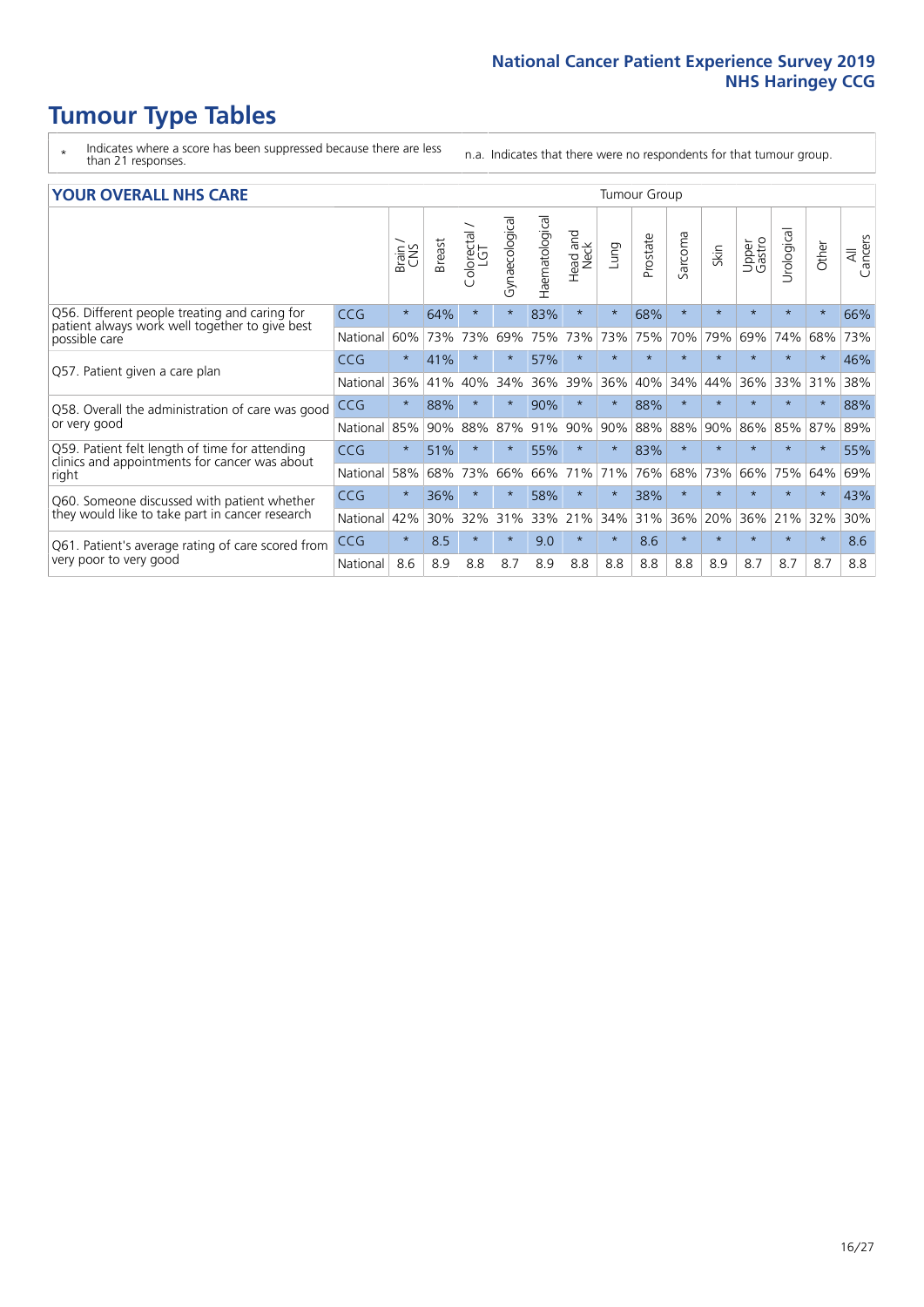# Tumour Type Tables

\* Indicates where a score has been suppressed because there are less than 21 responses.

n.a. Indicates that there were no respondents for that tumour group.

## YOUR OVERALL NHS CARE

| | | Brain / CNS | Breast | Colorectal / LGT | Gynaecological | Haematological | Head and Neck | Lung | Prostate | Sarcoma | Skin | Upper Gastro | Urological | Other | All Cancers |
|---|---|---|---|---|---|---|---|---|---|---|---|---|---|---|---|
| Q56. Different people treating and caring for patient always work well together to give best possible care | CCG | * | 64% | * | * | 83% | * | * | 68% | * | * | * | * | * | 66% |
| | National | 60% | 73% | 73% | 69% | 75% | 73% | 73% | 75% | 70% | 79% | 69% | 74% | 68% | 73% |
| Q57. Patient given a care plan | CCG | * | 41% | * | * | 57% | * | * | * | * | * | * | * | * | 46% |
| | National | 36% | 41% | 40% | 34% | 36% | 39% | 36% | 40% | 34% | 44% | 36% | 33% | 31% | 38% |
| Q58. Overall the administration of care was good or very good | CCG | * | 88% | * | * | 90% | * | * | 88% | * | * | * | * | * | 88% |
| | National | 85% | 90% | 88% | 87% | 91% | 90% | 90% | 88% | 88% | 90% | 86% | 85% | 87% | 89% |
| Q59. Patient felt length of time for attending clinics and appointments for cancer was about right | CCG | * | 51% | * | * | 55% | * | * | 83% | * | * | * | * | * | 55% |
| | National | 58% | 68% | 73% | 66% | 66% | 71% | 71% | 76% | 68% | 73% | 66% | 75% | 64% | 69% |
| Q60. Someone discussed with patient whether they would like to take part in cancer research | CCG | * | 36% | * | * | 58% | * | * | 38% | * | * | * | * | * | 43% |
| | National | 42% | 30% | 32% | 31% | 33% | 21% | 34% | 31% | 36% | 20% | 36% | 21% | 32% | 30% |
| Q61. Patient's average rating of care scored from very poor to very good | CCG | * | 8.5 | * | * | 9.0 | * | * | 8.6 | * | * | * | * | * | 8.6 |
| | National | 8.6 | 8.9 | 8.8 | 8.7 | 8.9 | 8.8 | 8.8 | 8.8 | 8.8 | 8.9 | 8.7 | 8.7 | 8.7 | 8.8 |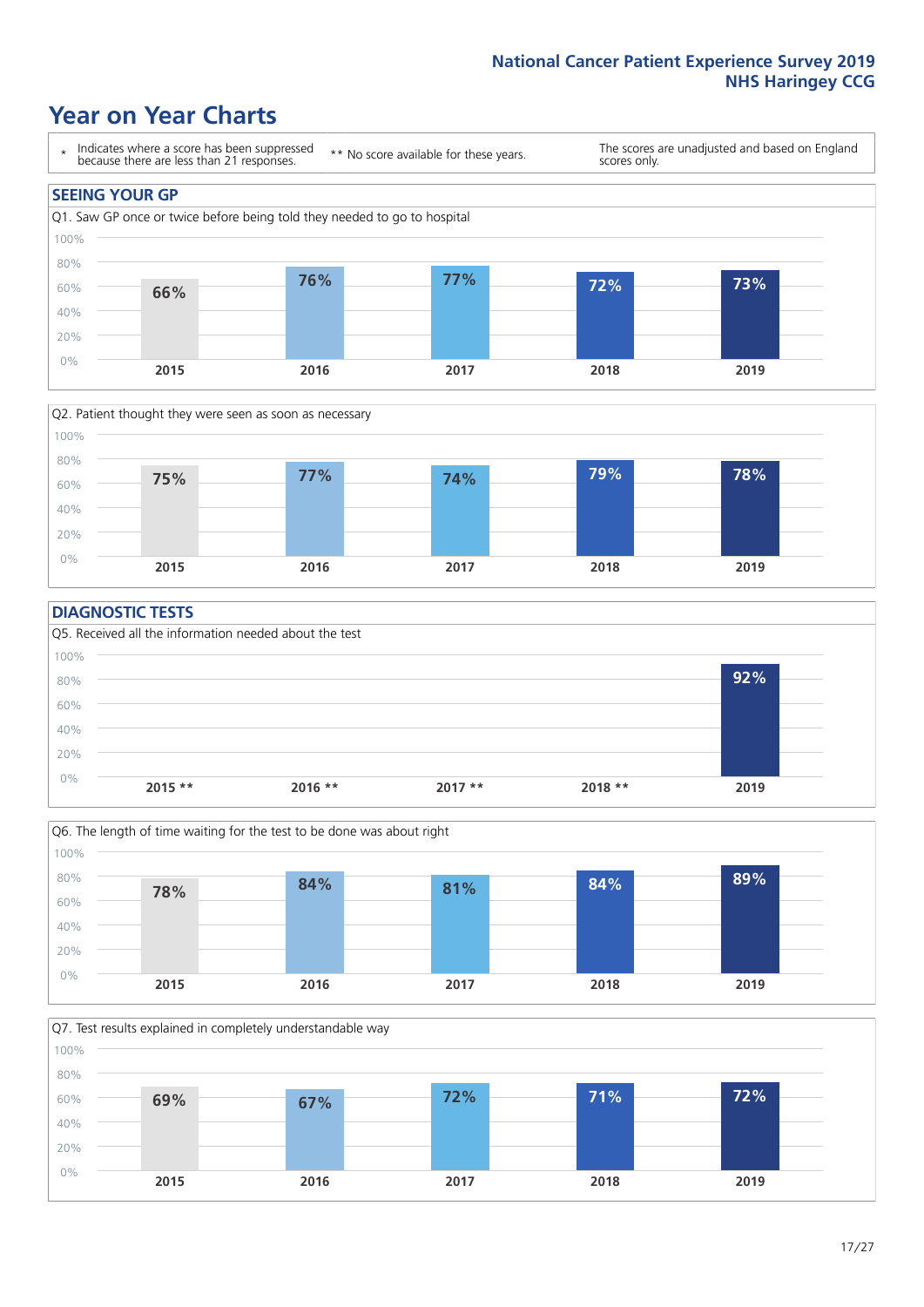# Year on Year Charts

| * Indicates where a score has been suppressed because there are less than 21 responses. | ** No score available for these years. | The scores are unadjusted and based on England scores only. |
|---|---|---|

## SEEING YOUR GP

Q1. Saw GP once or twice before being told they needed to go to hospital

| 2015 | 2016 | 2017 | 2018 | 2019 |
|---|---|---|---|---|
| 66% | 76% | 77% | 72% | 73% |

Q2. Patient thought they were seen as soon as necessary

| 2015 | 2016 | 2017 | 2018 | 2019 |
|---|---|---|---|---|
| 75% | 77% | 74% | 79% | 78% |

## DIAGNOSTIC TESTS

Q5. Received all the information needed about the test

| 2015 ** | 2016 ** | 2017 ** | 2018 ** | 2019 |
|---|---|---|---|---|
| | | | | 92% |

Q6. The length of time waiting for the test to be done was about right

| 2015 | 2016 | 2017 | 2018 | 2019 |
|---|---|---|---|---|
| 78% | 84% | 81% | 84% | 89% |

Q7. Test results explained in completely understandable way

| 2015 | 2016 | 2017 | 2018 | 2019 |
|---|---|---|---|---|
| 69% | 67% | 72% | 71% | 72% |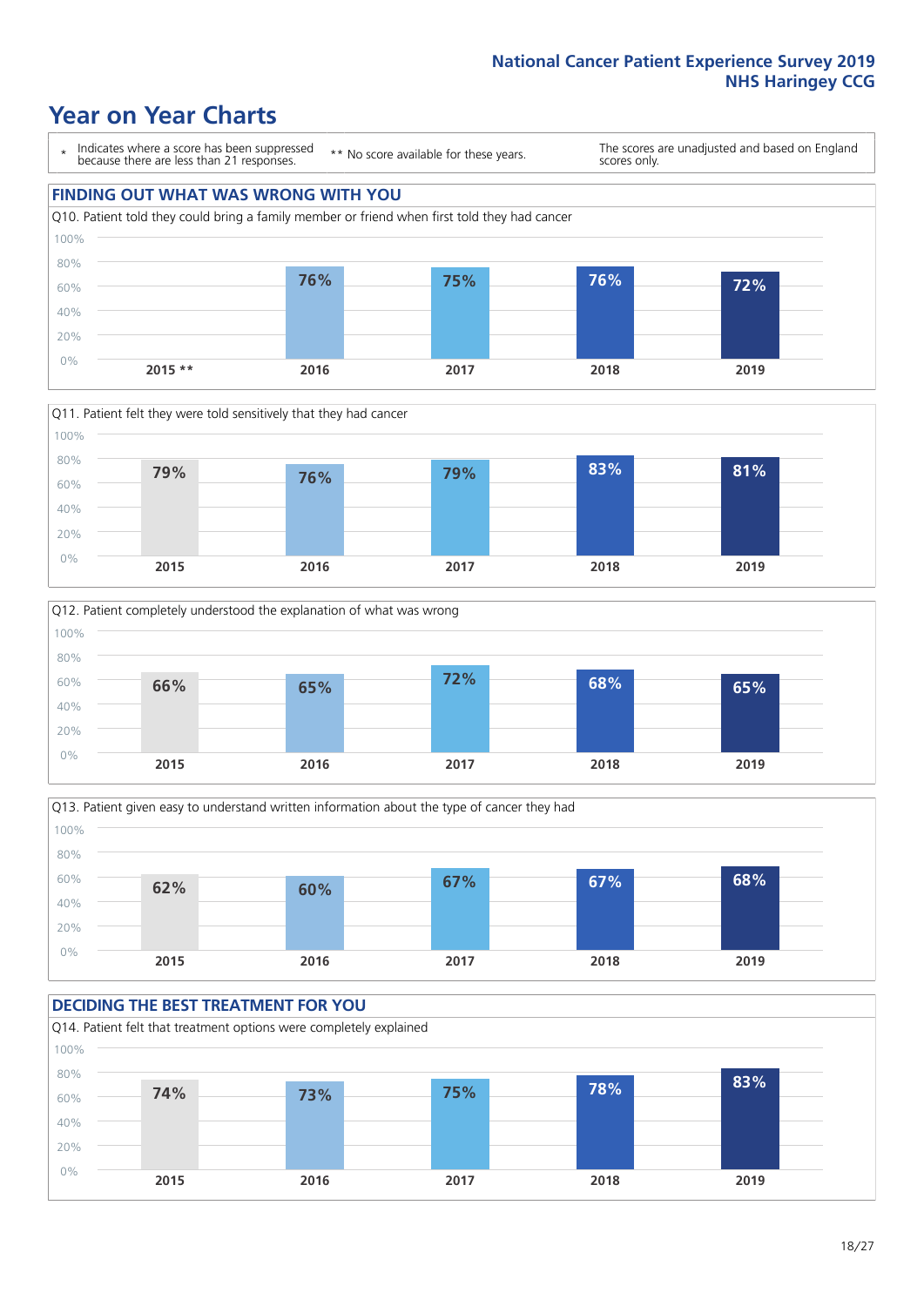National Cancer Patient Experience Survey 2019
NHS Haringey CCG

# Year on Year Charts

| * Indicates where a score has been suppressed because there are less than 21 responses. | ** No score available for these years. | The scores are unadjusted and based on England scores only. |
|---|---|---|

## FINDING OUT WHAT WAS WRONG WITH YOU

Q10. Patient told they could bring a family member or friend when first told they had cancer

| 2015 ** | 2016 | 2017 | 2018 | 2019 |
|---|---|---|---|---|
| | 76% | 75% | 76% | 72% |

Q11. Patient felt they were told sensitively that they had cancer

| 2015 | 2016 | 2017 | 2018 | 2019 |
|---|---|---|---|---|
| 79% | 76% | 79% | 83% | 81% |

Q12. Patient completely understood the explanation of what was wrong

| 2015 | 2016 | 2017 | 2018 | 2019 |
|---|---|---|---|---|
| 66% | 65% | 72% | 68% | 65% |

Q13. Patient given easy to understand written information about the type of cancer they had

| 2015 | 2016 | 2017 | 2018 | 2019 |
|---|---|---|---|---|
| 62% | 60% | 67% | 67% | 68% |

## DECIDING THE BEST TREATMENT FOR YOU

Q14. Patient felt that treatment options were completely explained

| 2015 | 2016 | 2017 | 2018 | 2019 |
|---|---|---|---|---|
| 74% | 73% | 75% | 78% | 83% |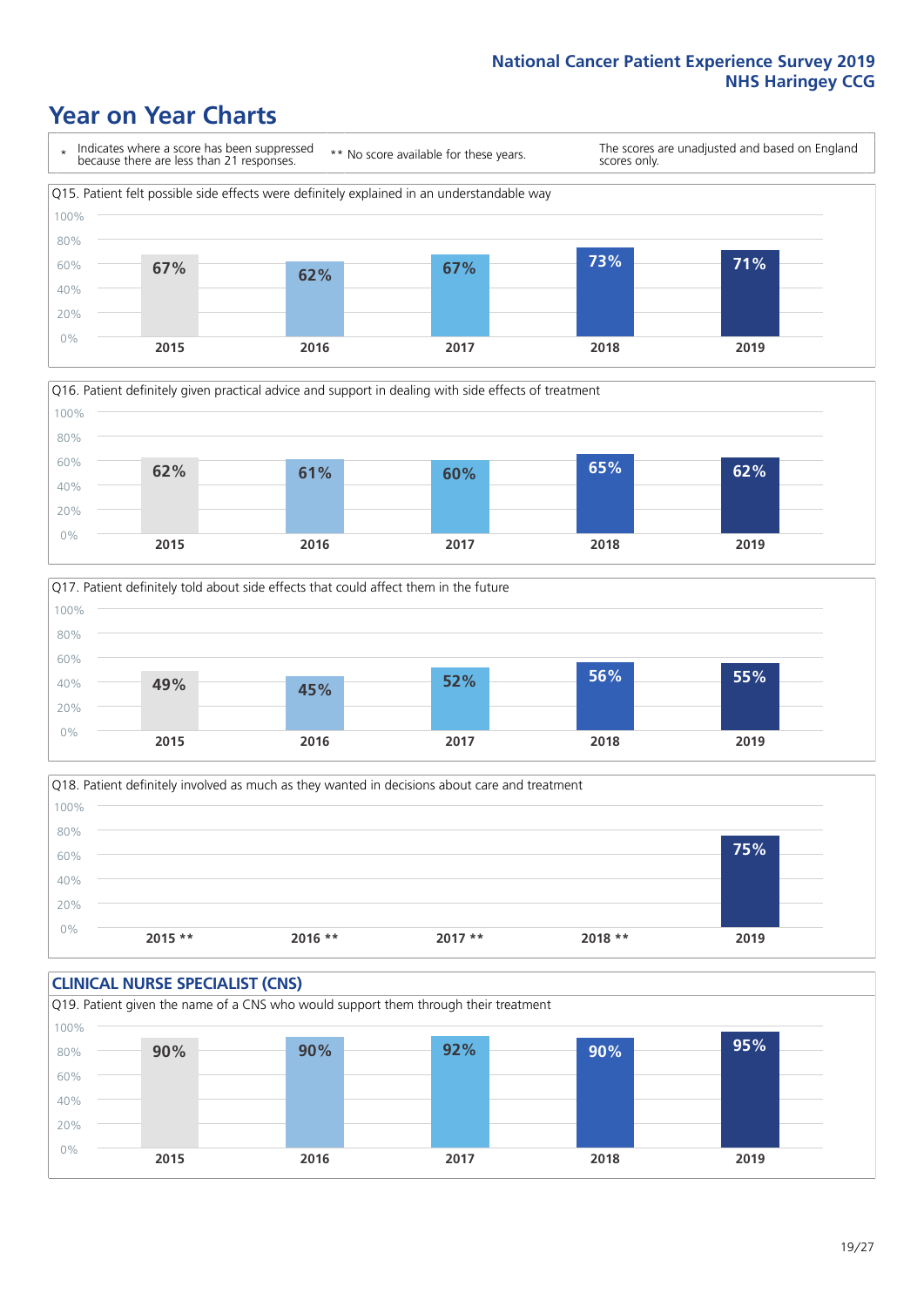# Year on Year Charts

\* Indicates where a score has been suppressed because there are less than 21 responses.

** No score available for these years.

The scores are unadjusted and based on England scores only.

Q15. Patient felt possible side effects were definitely explained in an understandable way

| 2015 | 2016 | 2017 | 2018 | 2019 |
|---|---|---|---|---|
| 67% | 62% | 67% | 73% | 71% |

Q16. Patient definitely given practical advice and support in dealing with side effects of treatment

| 2015 | 2016 | 2017 | 2018 | 2019 |
|---|---|---|---|---|
| 62% | 61% | 60% | 65% | 62% |

Q17. Patient definitely told about side effects that could affect them in the future

| 2015 | 2016 | 2017 | 2018 | 2019 |
|---|---|---|---|---|
| 49% | 45% | 52% | 56% | 55% |

Q18. Patient definitely involved as much as they wanted in decisions about care and treatment

| 2015 ** | 2016 ** | 2017 ** | 2018 ** | 2019 |
|---|---|---|---|---|
| | | | | 75% |

## CLINICAL NURSE SPECIALIST (CNS)

Q19. Patient given the name of a CNS who would support them through their treatment

| 2015 | 2016 | 2017 | 2018 | 2019 |
|---|---|---|---|---|
| 90% | 90% | 92% | 90% | 95% |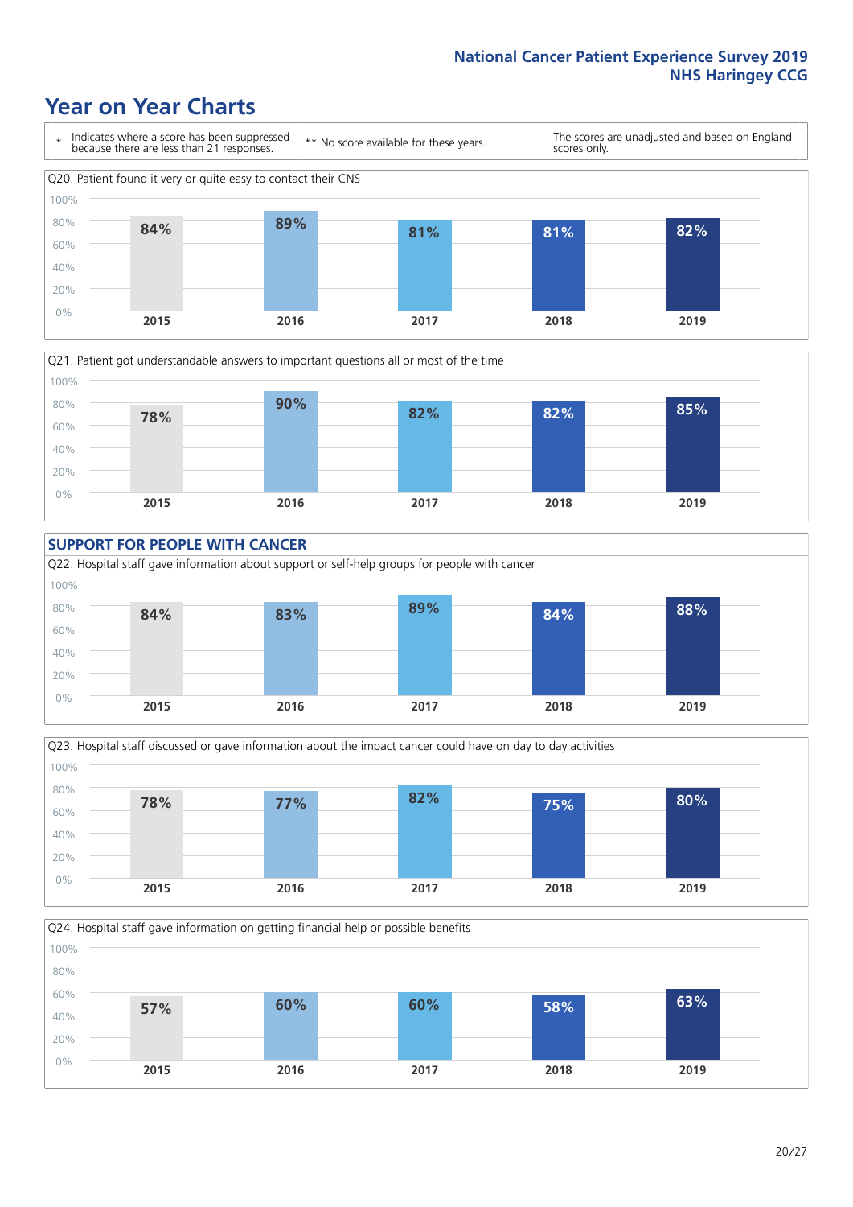# Year on Year Charts

\* Indicates where a score has been suppressed because there are less than 21 responses.

\*\* No score available for these years.

The scores are unadjusted and based on England scores only.

Q20. Patient found it very or quite easy to contact their CNS

| 2015 | 2016 | 2017 | 2018 | 2019 |
|---|---|---|---|---|
| 84% | 89% | 81% | 81% | 82% |

Q21. Patient got understandable answers to important questions all or most of the time

| 2015 | 2016 | 2017 | 2018 | 2019 |
|---|---|---|---|---|
| 78% | 90% | 82% | 82% | 85% |

## SUPPORT FOR PEOPLE WITH CANCER

Q22. Hospital staff gave information about support or self-help groups for people with cancer

| 2015 | 2016 | 2017 | 2018 | 2019 |
|---|---|---|---|---|
| 84% | 83% | 89% | 84% | 88% |

Q23. Hospital staff discussed or gave information about the impact cancer could have on day to day activities

| 2015 | 2016 | 2017 | 2018 | 2019 |
|---|---|---|---|---|
| 78% | 77% | 82% | 75% | 80% |

Q24. Hospital staff gave information on getting financial help or possible benefits

| 2015 | 2016 | 2017 | 2018 | 2019 |
|---|---|---|---|---|
| 57% | 60% | 60% | 58% | 63% |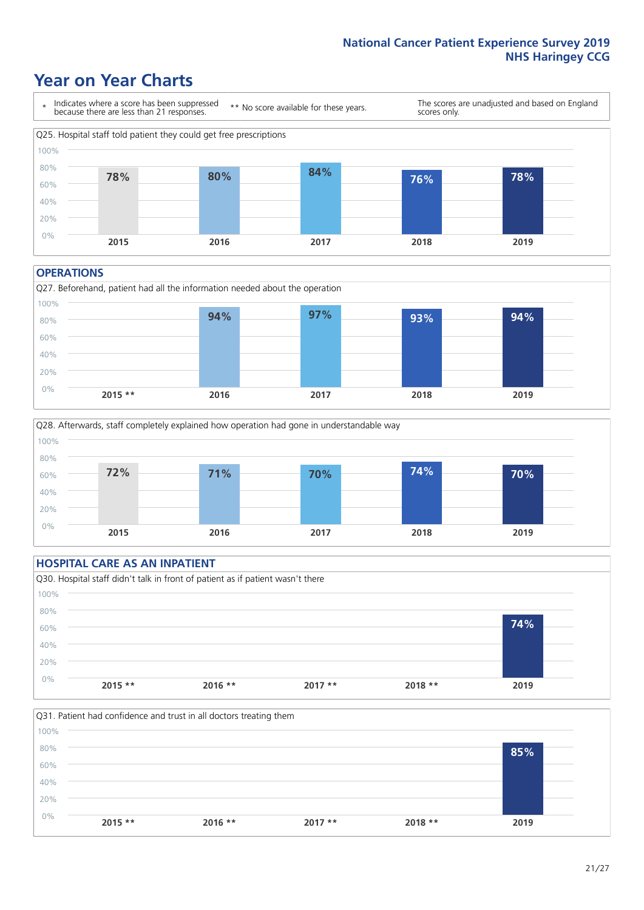# Year on Year Charts

\* Indicates where a score has been suppressed because there are less than 21 responses.

\*\* No score available for these years.

The scores are unadjusted and based on England scores only.

Q25. Hospital staff told patient they could get free prescriptions

| 2015 | 2016 | 2017 | 2018 | 2019 |
|---|---|---|---|---|
| 78% | 80% | 84% | 76% | 78% |

## OPERATIONS

Q27. Beforehand, patient had all the information needed about the operation

| 2015 ** | 2016 | 2017 | 2018 | 2019 |
|---|---|---|---|---|
| | 94% | 97% | 93% | 94% |

Q28. Afterwards, staff completely explained how operation had gone in understandable way

| 2015 | 2016 | 2017 | 2018 | 2019 |
|---|---|---|---|---|
| 72% | 71% | 70% | 74% | 70% |

## HOSPITAL CARE AS AN INPATIENT

Q30. Hospital staff didn't talk in front of patient as if patient wasn't there

| 2015 ** | 2016 ** | 2017 ** | 2018 ** | 2019 |
|---|---|---|---|---|
| | | | | 74% |

Q31. Patient had confidence and trust in all doctors treating them

| 2015 ** | 2016 ** | 2017 ** | 2018 ** | 2019 |
|---|---|---|---|---|
| | | | | 85% |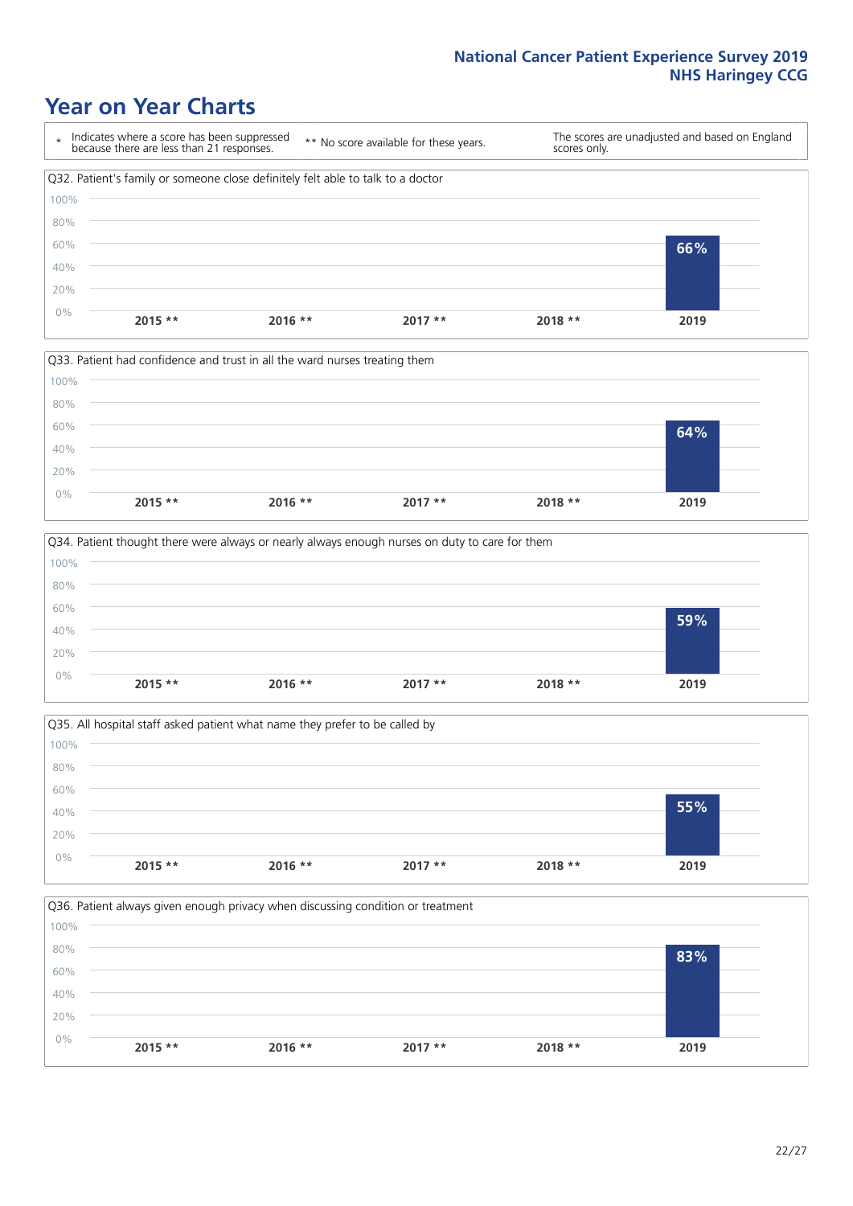# Year on Year Charts

| * Indicates where a score has been suppressed because there are less than 21 responses. | ** No score available for these years. | The scores are unadjusted and based on England scores only. |
|---|---|---|

Q32. Patient's family or someone close definitely felt able to talk to a doctor

| 2015 ** | 2016 ** | 2017 ** | 2018 ** | 2019 |
|---|---|---|---|---|
| | | | | 66% |

Q33. Patient had confidence and trust in all the ward nurses treating them

| 2015 ** | 2016 ** | 2017 ** | 2018 ** | 2019 |
|---|---|---|---|---|
| | | | | 64% |

Q34. Patient thought there were always or nearly always enough nurses on duty to care for them

| 2015 ** | 2016 ** | 2017 ** | 2018 ** | 2019 |
|---|---|---|---|---|
| | | | | 59% |

Q35. All hospital staff asked patient what name they prefer to be called by

| 2015 ** | 2016 ** | 2017 ** | 2018 ** | 2019 |
|---|---|---|---|---|
| | | | | 55% |

Q36. Patient always given enough privacy when discussing condition or treatment

| 2015 ** | 2016 ** | 2017 ** | 2018 ** | 2019 |
|---|---|---|---|---|
| | | | | 83% |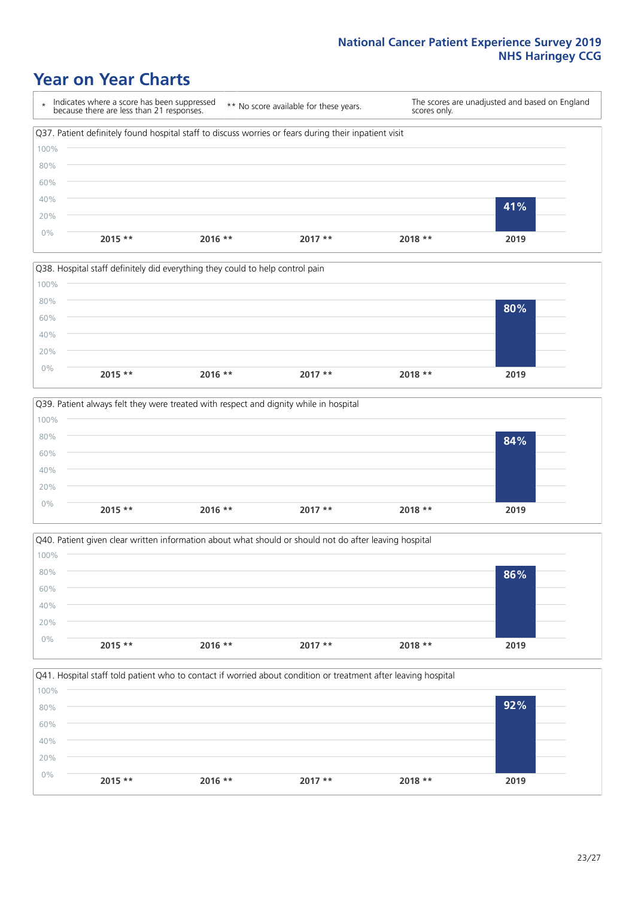# Year on Year Charts

\* Indicates where a score has been suppressed because there are less than 21 responses. ** No score available for these years. The scores are unadjusted and based on England scores only.

Q37. Patient definitely found hospital staff to discuss worries or fears during their inpatient visit

| 2015 ** | 2016 ** | 2017 ** | 2018 ** | 2019 |
|---|---|---|---|---|
| | | | | 41% |

Q38. Hospital staff definitely did everything they could to help control pain

| 2015 ** | 2016 ** | 2017 ** | 2018 ** | 2019 |
|---|---|---|---|---|
| | | | | 80% |

Q39. Patient always felt they were treated with respect and dignity while in hospital

| 2015 ** | 2016 ** | 2017 ** | 2018 ** | 2019 |
|---|---|---|---|---|
| | | | | 84% |

Q40. Patient given clear written information about what should or should not do after leaving hospital

| 2015 ** | 2016 ** | 2017 ** | 2018 ** | 2019 |
|---|---|---|---|---|
| | | | | 86% |

Q41. Hospital staff told patient who to contact if worried about condition or treatment after leaving hospital

| 2015 ** | 2016 ** | 2017 ** | 2018 ** | 2019 |
|---|---|---|---|---|
| | | | | 92% |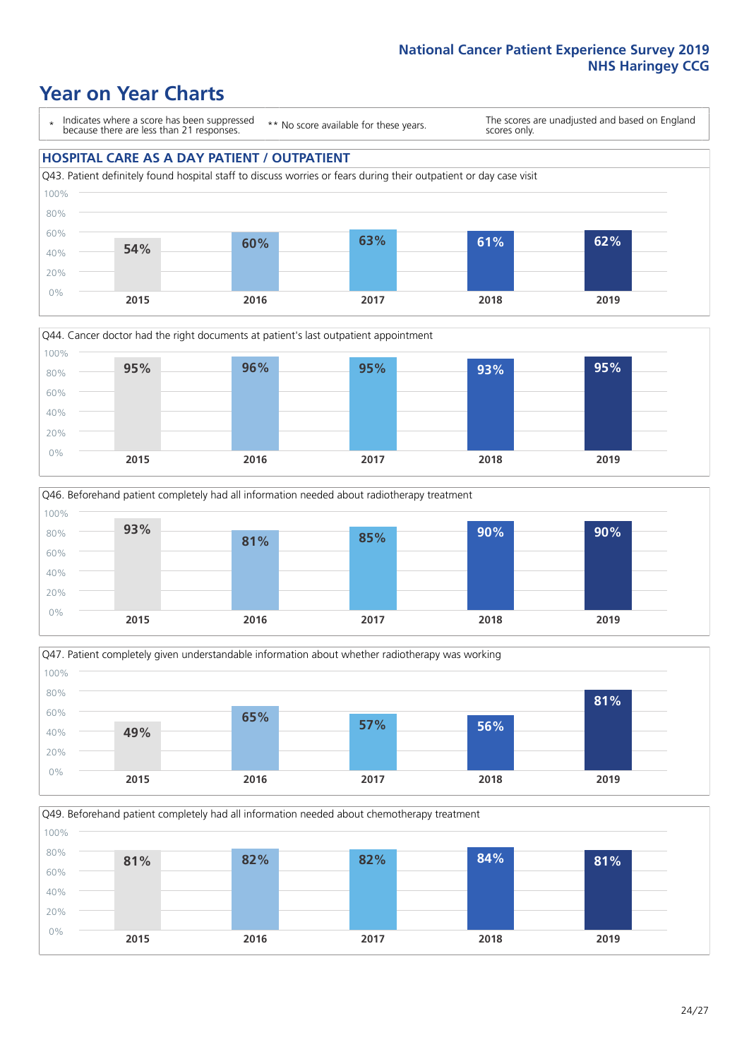# Year on Year Charts

\* Indicates where a score has been suppressed because there are less than 21 responses.

\*\* No score available for these years.

The scores are unadjusted and based on England scores only.

## HOSPITAL CARE AS A DAY PATIENT / OUTPATIENT

Q43. Patient definitely found hospital staff to discuss worries or fears during their outpatient or day case visit

| 2015 | 2016 | 2017 | 2018 | 2019 |
|---|---|---|---|---|
| 54% | 60% | 63% | 61% | 62% |

Q44. Cancer doctor had the right documents at patient's last outpatient appointment

| 2015 | 2016 | 2017 | 2018 | 2019 |
|---|---|---|---|---|
| 95% | 96% | 95% | 93% | 95% |

Q46. Beforehand patient completely had all information needed about radiotherapy treatment

| 2015 | 2016 | 2017 | 2018 | 2019 |
|---|---|---|---|---|
| 93% | 81% | 85% | 90% | 90% |

Q47. Patient completely given understandable information about whether radiotherapy was working

| 2015 | 2016 | 2017 | 2018 | 2019 |
|---|---|---|---|---|
| 49% | 65% | 57% | 56% | 81% |

Q49. Beforehand patient completely had all information needed about chemotherapy treatment

| 2015 | 2016 | 2017 | 2018 | 2019 |
|---|---|---|---|---|
| 81% | 82% | 82% | 84% | 81% |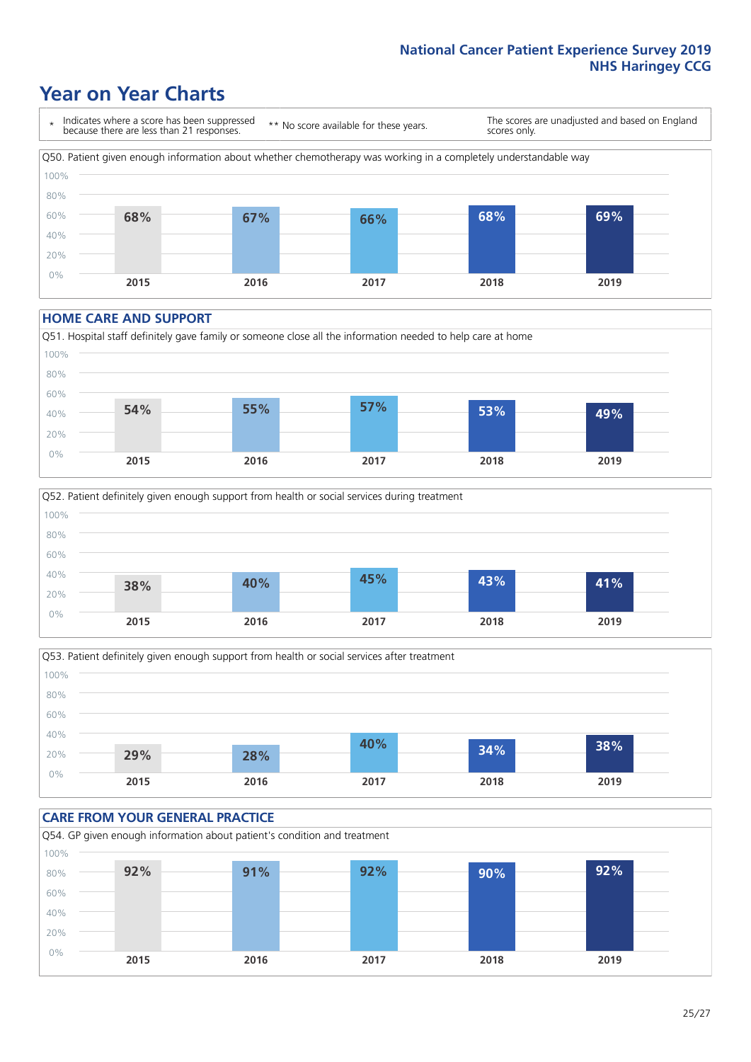# Year on Year Charts

\* Indicates where a score has been suppressed because there are less than 21 responses.

\*\* No score available for these years.

The scores are unadjusted and based on England scores only.

Q50. Patient given enough information about whether chemotherapy was working in a completely understandable way

| 2015 | 2016 | 2017 | 2018 | 2019 |
|---|---|---|---|---|
| 68% | 67% | 66% | 68% | 69% |

## HOME CARE AND SUPPORT

Q51. Hospital staff definitely gave family or someone close all the information needed to help care at home

| 2015 | 2016 | 2017 | 2018 | 2019 |
|---|---|---|---|---|
| 54% | 55% | 57% | 53% | 49% |

Q52. Patient definitely given enough support from health or social services during treatment

| 2015 | 2016 | 2017 | 2018 | 2019 |
|---|---|---|---|---|
| 38% | 40% | 45% | 43% | 41% |

Q53. Patient definitely given enough support from health or social services after treatment

| 2015 | 2016 | 2017 | 2018 | 2019 |
|---|---|---|---|---|
| 29% | 28% | 40% | 34% | 38% |

## CARE FROM YOUR GENERAL PRACTICE

Q54. GP given enough information about patient's condition and treatment

| 2015 | 2016 | 2017 | 2018 | 2019 |
|---|---|---|---|---|
| 92% | 91% | 92% | 90% | 92% |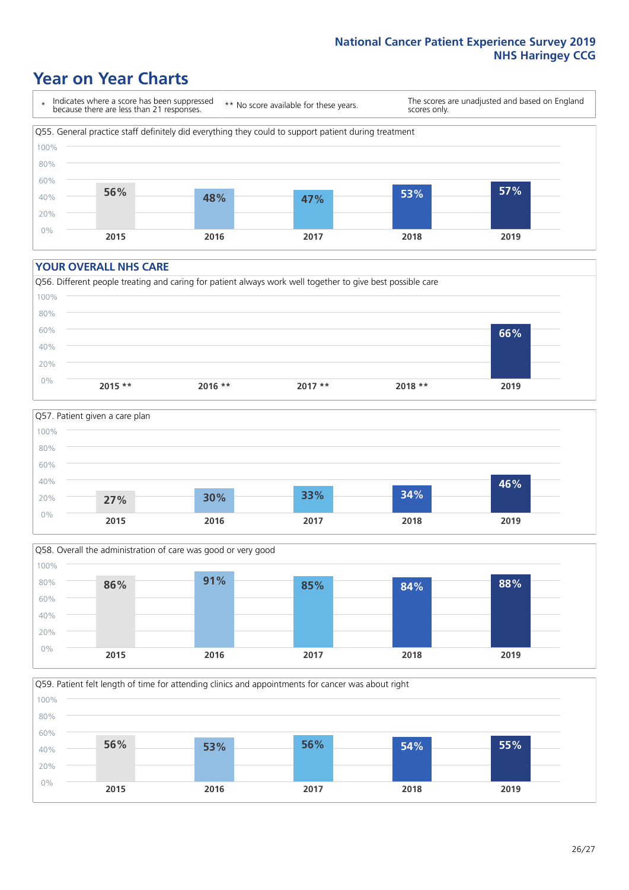# Year on Year Charts

\* Indicates where a score has been suppressed because there are less than 21 responses.

\*\* No score available for these years.

The scores are unadjusted and based on England scores only.

Q55. General practice staff definitely did everything they could to support patient during treatment

| 2015 | 2016 | 2017 | 2018 | 2019 |
|---|---|---|---|---|
| 56% | 48% | 47% | 53% | 57% |

## YOUR OVERALL NHS CARE

Q56. Different people treating and caring for patient always work well together to give best possible care

| 2015 ** | 2016 ** | 2017 ** | 2018 ** | 2019 |
|---|---|---|---|---|
| | | | | 66% |

Q57. Patient given a care plan

| 2015 | 2016 | 2017 | 2018 | 2019 |
|---|---|---|---|---|
| 27% | 30% | 33% | 34% | 46% |

Q58. Overall the administration of care was good or very good

| 2015 | 2016 | 2017 | 2018 | 2019 |
|---|---|---|---|---|
| 86% | 91% | 85% | 84% | 88% |

Q59. Patient felt length of time for attending clinics and appointments for cancer was about right

| 2015 | 2016 | 2017 | 2018 | 2019 |
|---|---|---|---|---|
| 56% | 53% | 56% | 54% | 55% |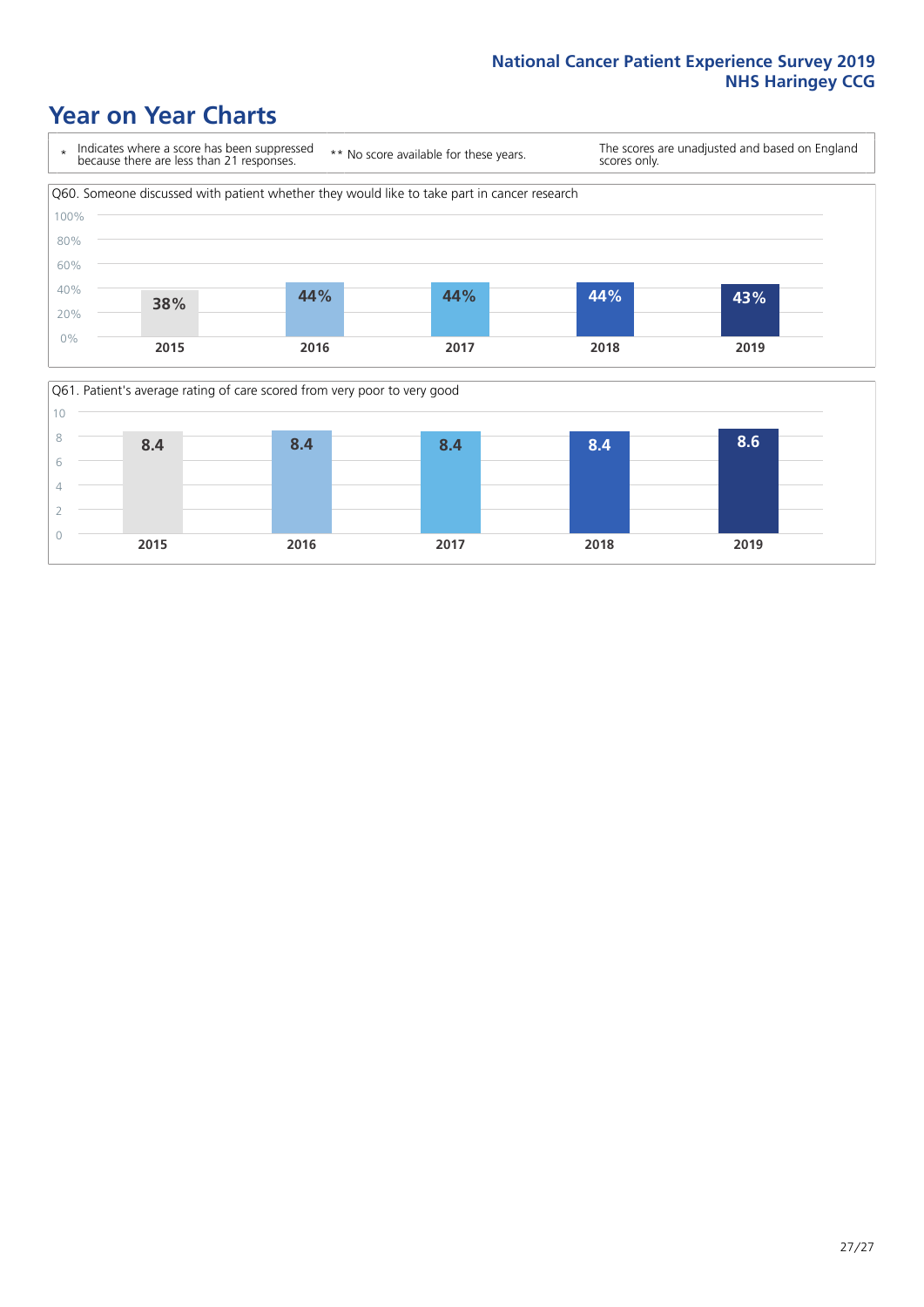# Year on Year Charts

\* Indicates where a score has been suppressed because there are less than 21 responses.

\*\* No score available for these years.

The scores are unadjusted and based on England scores only.

Q60. Someone discussed with patient whether they would like to take part in cancer research

100%
80%
60%
40%
20%
0%

38%
44%
44%
44%
43%

2015
2016
2017
2018
2019

Q61. Patient's average rating of care scored from very poor to very good

10
8
6
4
2
0

8.4
8.4
8.4
8.4
8.6

2015
2016
2017
2018
2019